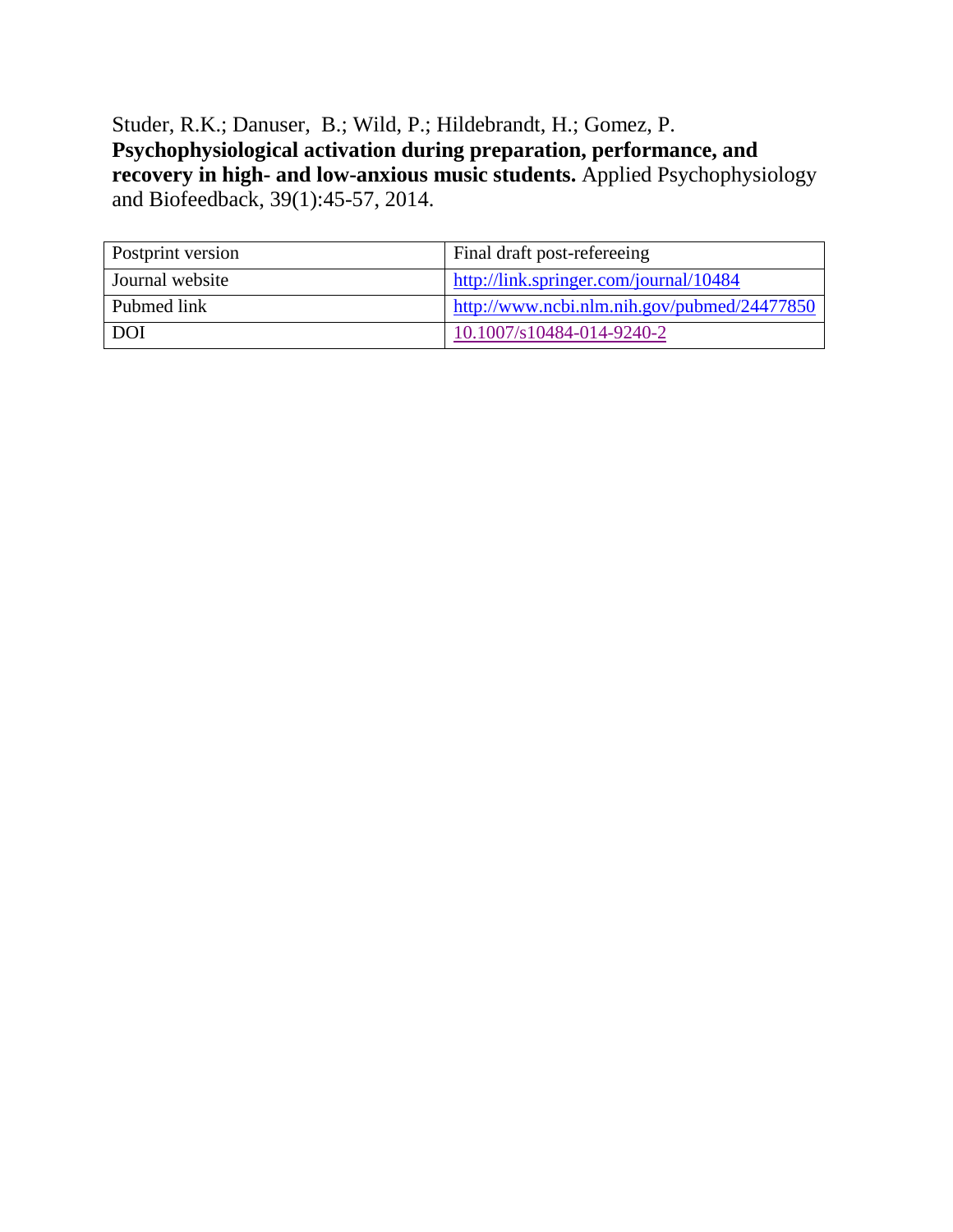Studer, R.K.; Danuser, B.; Wild, P.; Hildebrandt, H.; Gomez, P.
**Psychophysiological activation during preparation, performance, and recovery in high- and low-anxious music students.** Applied Psychophysiology and Biofeedback, 39(1):45-57, 2014.

| Postprint version | Final draft post-refereeing |
| --- | --- |
| Journal website | http://link.springer.com/journal/10484 |
| Pubmed link | http://www.ncbi.nlm.nih.gov/pubmed/24477850 |
| DOI | 10.1007/s10484-014-9240-2 |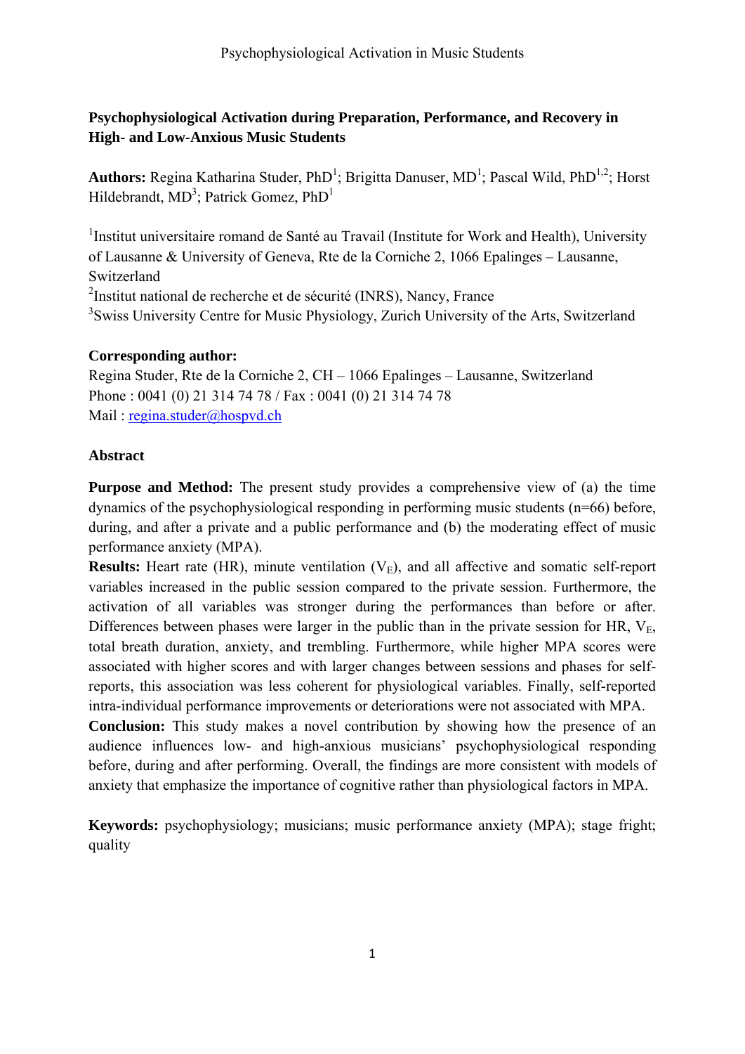**Psychophysiological Activation during Preparation, Performance, and Recovery in High- and Low-Anxious Music Students**

**Authors:** Regina Katharina Studer, PhD[1]; Brigitta Danuser, MD[1]; Pascal Wild, PhD[1,2]; Horst Hildebrandt, MD[3]; Patrick Gomez, PhD[1]

[1]Institut universitaire romand de Santé au Travail (Institute for Work and Health), University of Lausanne & University of Geneva, Rte de la Corniche 2, 1066 Epalinges – Lausanne, Switzerland
[2]Institut national de recherche et de sécurité (INRS), Nancy, France
[3]Swiss University Centre for Music Physiology, Zurich University of the Arts, Switzerland

**Corresponding author:**
Regina Studer, Rte de la Corniche 2, CH – 1066 Epalinges – Lausanne, Switzerland
Phone : 0041 (0) 21 314 74 78 / Fax : 0041 (0) 21 314 74 78
Mail : regina.studer@hospvd.ch

**Abstract**

**Purpose and Method:** The present study provides a comprehensive view of (a) the time dynamics of the psychophysiological responding in performing music students (n=66) before, during, and after a private and a public performance and (b) the moderating effect of music performance anxiety (MPA).

**Results:** Heart rate (HR), minute ventilation ($V_E$), and all affective and somatic self-report variables increased in the public session compared to the private session. Furthermore, the activation of all variables was stronger during the performances than before or after. Differences between phases were larger in the public than in the private session for HR, $V_E$, total breath duration, anxiety, and trembling. Furthermore, while higher MPA scores were associated with higher scores and with larger changes between sessions and phases for self-reports, this association was less coherent for physiological variables. Finally, self-reported intra-individual performance improvements or deteriorations were not associated with MPA.

**Conclusion:** This study makes a novel contribution by showing how the presence of an audience influences low- and high-anxious musicians' psychophysiological responding before, during and after performing. Overall, the findings are more consistent with models of anxiety that emphasize the importance of cognitive rather than physiological factors in MPA.

**Keywords:** psychophysiology; musicians; music performance anxiety (MPA); stage fright; quality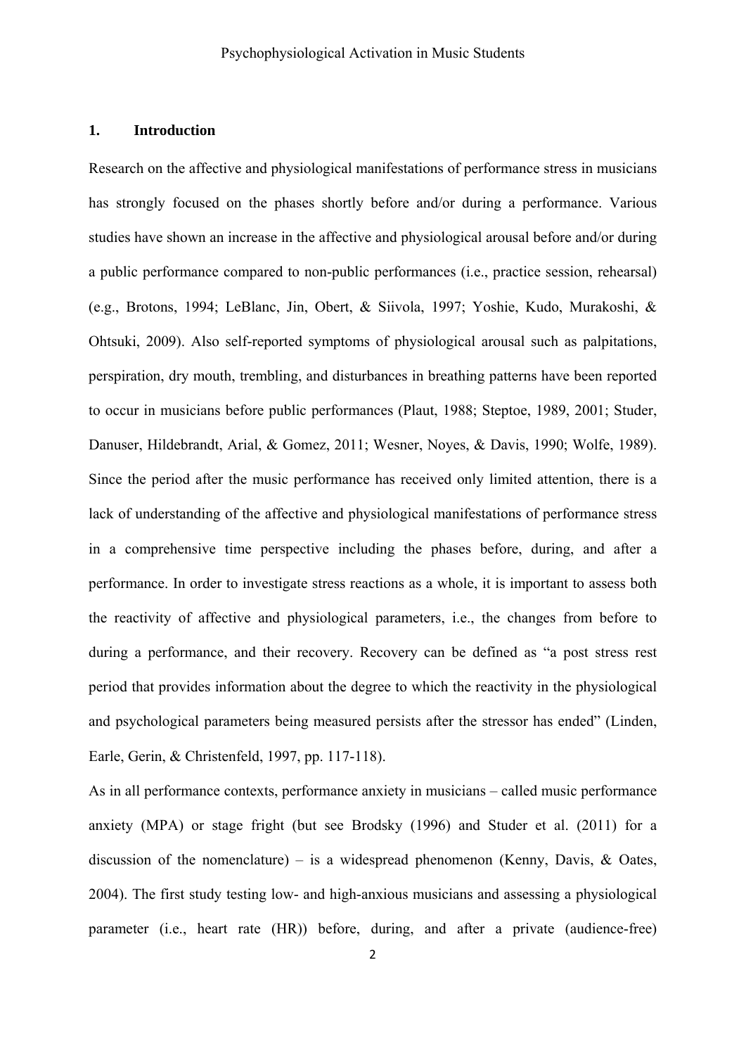## 1. Introduction

Research on the affective and physiological manifestations of performance stress in musicians has strongly focused on the phases shortly before and/or during a performance. Various studies have shown an increase in the affective and physiological arousal before and/or during a public performance compared to non-public performances (i.e., practice session, rehearsal) (e.g., Brotons, 1994; LeBlanc, Jin, Obert, & Siivola, 1997; Yoshie, Kudo, Murakoshi, & Ohtsuki, 2009). Also self-reported symptoms of physiological arousal such as palpitations, perspiration, dry mouth, trembling, and disturbances in breathing patterns have been reported to occur in musicians before public performances (Plaut, 1988; Steptoe, 1989, 2001; Studer, Danuser, Hildebrandt, Arial, & Gomez, 2011; Wesner, Noyes, & Davis, 1990; Wolfe, 1989). Since the period after the music performance has received only limited attention, there is a lack of understanding of the affective and physiological manifestations of performance stress in a comprehensive time perspective including the phases before, during, and after a performance. In order to investigate stress reactions as a whole, it is important to assess both the reactivity of affective and physiological parameters, i.e., the changes from before to during a performance, and their recovery. Recovery can be defined as "a post stress rest period that provides information about the degree to which the reactivity in the physiological and psychological parameters being measured persists after the stressor has ended" (Linden, Earle, Gerin, & Christenfeld, 1997, pp. 117-118).

As in all performance contexts, performance anxiety in musicians – called music performance anxiety (MPA) or stage fright (but see Brodsky (1996) and Studer et al. (2011) for a discussion of the nomenclature) – is a widespread phenomenon (Kenny, Davis, & Oates, 2004). The first study testing low- and high-anxious musicians and assessing a physiological parameter (i.e., heart rate (HR)) before, during, and after a private (audience-free)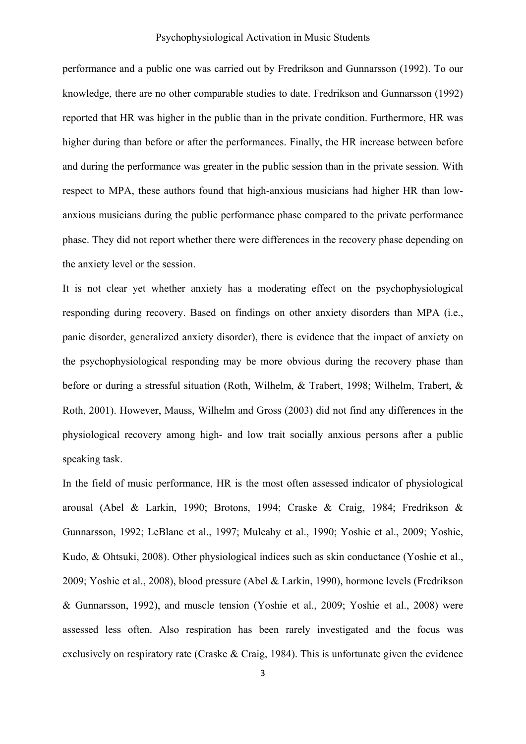performance and a public one was carried out by Fredrikson and Gunnarsson (1992). To our knowledge, there are no other comparable studies to date. Fredrikson and Gunnarsson (1992) reported that HR was higher in the public than in the private condition. Furthermore, HR was higher during than before or after the performances. Finally, the HR increase between before and during the performance was greater in the public session than in the private session. With respect to MPA, these authors found that high-anxious musicians had higher HR than low-anxious musicians during the public performance phase compared to the private performance phase. They did not report whether there were differences in the recovery phase depending on the anxiety level or the session.

It is not clear yet whether anxiety has a moderating effect on the psychophysiological responding during recovery. Based on findings on other anxiety disorders than MPA (i.e., panic disorder, generalized anxiety disorder), there is evidence that the impact of anxiety on the psychophysiological responding may be more obvious during the recovery phase than before or during a stressful situation (Roth, Wilhelm, & Trabert, 1998; Wilhelm, Trabert, & Roth, 2001). However, Mauss, Wilhelm and Gross (2003) did not find any differences in the physiological recovery among high- and low trait socially anxious persons after a public speaking task.

In the field of music performance, HR is the most often assessed indicator of physiological arousal (Abel & Larkin, 1990; Brotons, 1994; Craske & Craig, 1984; Fredrikson & Gunnarsson, 1992; LeBlanc et al., 1997; Mulcahy et al., 1990; Yoshie et al., 2009; Yoshie, Kudo, & Ohtsuki, 2008). Other physiological indices such as skin conductance (Yoshie et al., 2009; Yoshie et al., 2008), blood pressure (Abel & Larkin, 1990), hormone levels (Fredrikson & Gunnarsson, 1992), and muscle tension (Yoshie et al., 2009; Yoshie et al., 2008) were assessed less often. Also respiration has been rarely investigated and the focus was exclusively on respiratory rate (Craske & Craig, 1984). This is unfortunate given the evidence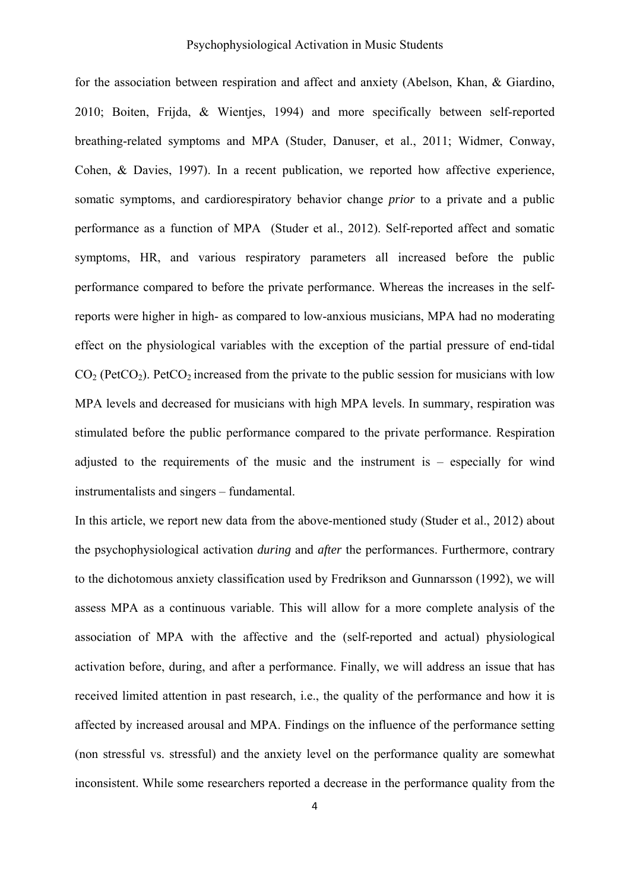for the association between respiration and affect and anxiety (Abelson, Khan, & Giardino, 2010; Boiten, Frijda, & Wientjes, 1994) and more specifically between self-reported breathing-related symptoms and MPA (Studer, Danuser, et al., 2011; Widmer, Conway, Cohen, & Davies, 1997). In a recent publication, we reported how affective experience, somatic symptoms, and cardiorespiratory behavior change *prior* to a private and a public performance as a function of MPA (Studer et al., 2012). Self-reported affect and somatic symptoms, HR, and various respiratory parameters all increased before the public performance compared to before the private performance. Whereas the increases in the self-reports were higher in high- as compared to low-anxious musicians, MPA had no moderating effect on the physiological variables with the exception of the partial pressure of end-tidal $CO_2$ ($PetCO_2$). $PetCO_2$ increased from the private to the public session for musicians with low MPA levels and decreased for musicians with high MPA levels. In summary, respiration was stimulated before the public performance compared to the private performance. Respiration adjusted to the requirements of the music and the instrument is – especially for wind instrumentalists and singers – fundamental.

In this article, we report new data from the above-mentioned study (Studer et al., 2012) about the psychophysiological activation *during* and *after* the performances. Furthermore, contrary to the dichotomous anxiety classification used by Fredrikson and Gunnarsson (1992), we will assess MPA as a continuous variable. This will allow for a more complete analysis of the association of MPA with the affective and the (self-reported and actual) physiological activation before, during, and after a performance. Finally, we will address an issue that has received limited attention in past research, i.e., the quality of the performance and how it is affected by increased arousal and MPA. Findings on the influence of the performance setting (non stressful vs. stressful) and the anxiety level on the performance quality are somewhat inconsistent. While some researchers reported a decrease in the performance quality from the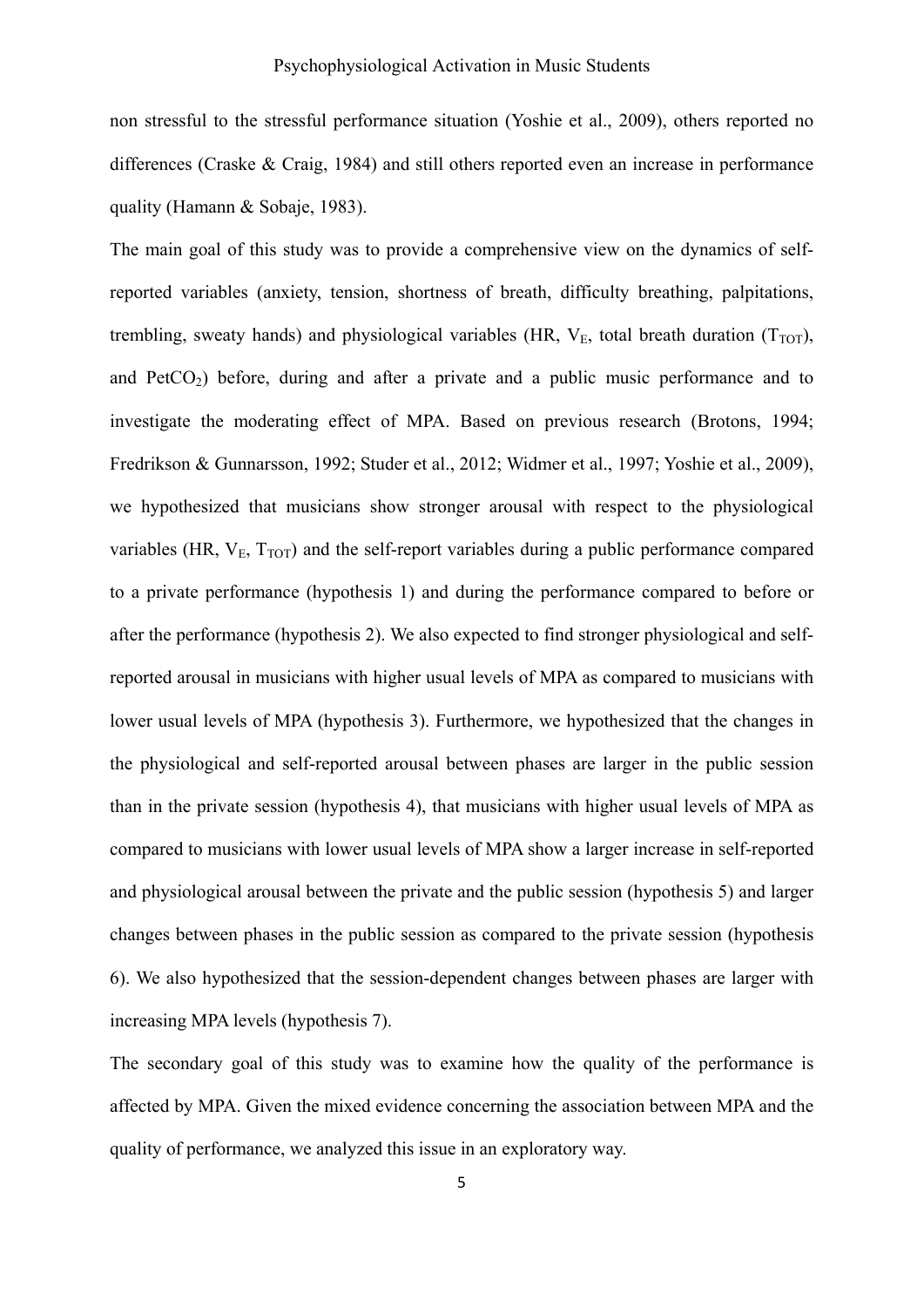non stressful to the stressful performance situation (Yoshie et al., 2009), others reported no differences (Craske & Craig, 1984) and still others reported even an increase in performance quality (Hamann & Sobaje, 1983).

The main goal of this study was to provide a comprehensive view on the dynamics of self-reported variables (anxiety, tension, shortness of breath, difficulty breathing, palpitations, trembling, sweaty hands) and physiological variables (HR, $V_E$, total breath duration ($T_{TOT}$), and $PetCO_2$) before, during and after a private and a public music performance and to investigate the moderating effect of MPA. Based on previous research (Brotons, 1994; Fredrikson & Gunnarsson, 1992; Studer et al., 2012; Widmer et al., 1997; Yoshie et al., 2009), we hypothesized that musicians show stronger arousal with respect to the physiological variables (HR, $V_E$, $T_{TOT}$) and the self-report variables during a public performance compared to a private performance (hypothesis 1) and during the performance compared to before or after the performance (hypothesis 2). We also expected to find stronger physiological and self-reported arousal in musicians with higher usual levels of MPA as compared to musicians with lower usual levels of MPA (hypothesis 3). Furthermore, we hypothesized that the changes in the physiological and self-reported arousal between phases are larger in the public session than in the private session (hypothesis 4), that musicians with higher usual levels of MPA as compared to musicians with lower usual levels of MPA show a larger increase in self-reported and physiological arousal between the private and the public session (hypothesis 5) and larger changes between phases in the public session as compared to the private session (hypothesis 6). We also hypothesized that the session-dependent changes between phases are larger with increasing MPA levels (hypothesis 7).

The secondary goal of this study was to examine how the quality of the performance is affected by MPA. Given the mixed evidence concerning the association between MPA and the quality of performance, we analyzed this issue in an exploratory way.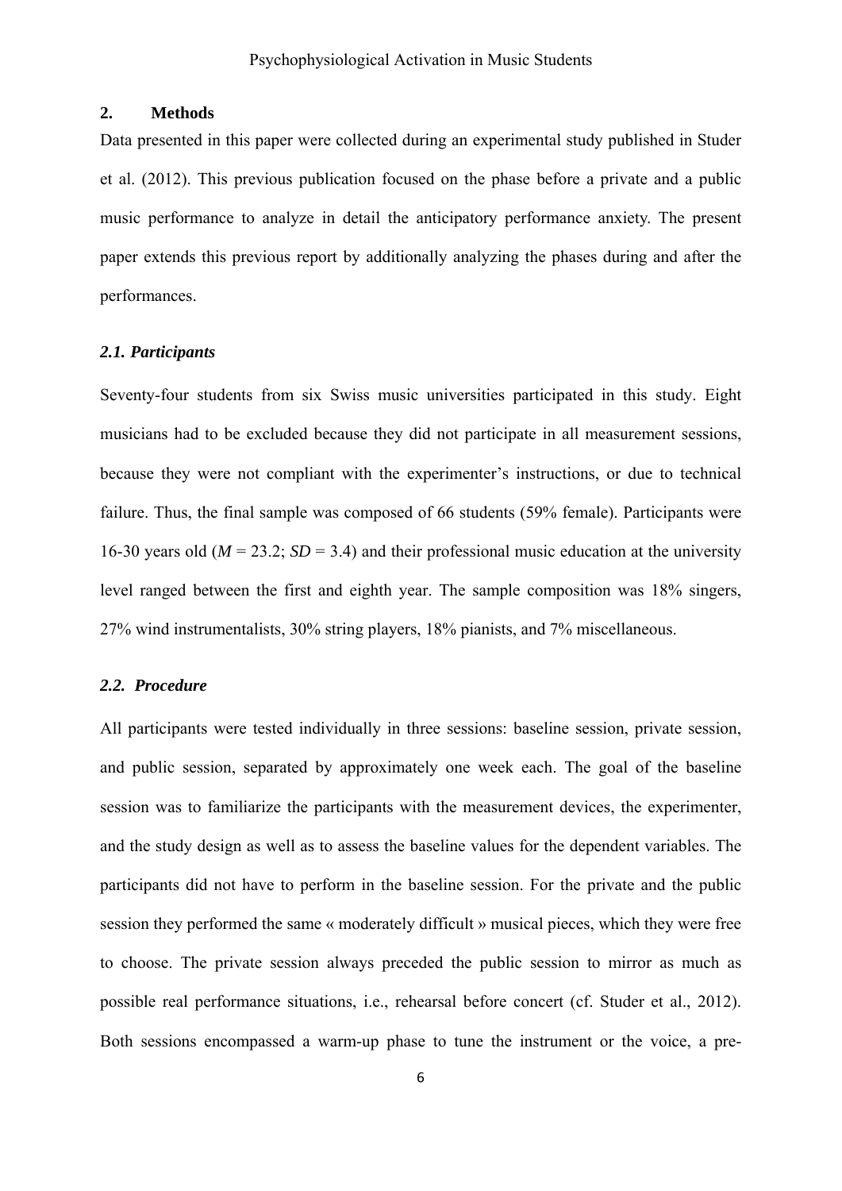## 2. Methods

Data presented in this paper were collected during an experimental study published in Studer et al. (2012). This previous publication focused on the phase before a private and a public music performance to analyze in detail the anticipatory performance anxiety. The present paper extends this previous report by additionally analyzing the phases during and after the performances.

### *2.1. Participants*

Seventy-four students from six Swiss music universities participated in this study. Eight musicians had to be excluded because they did not participate in all measurement sessions, because they were not compliant with the experimenter's instructions, or due to technical failure. Thus, the final sample was composed of 66 students (59% female). Participants were 16-30 years old (*M* = 23.2; *SD* = 3.4) and their professional music education at the university level ranged between the first and eighth year. The sample composition was 18% singers, 27% wind instrumentalists, 30% string players, 18% pianists, and 7% miscellaneous.

### *2.2. Procedure*

All participants were tested individually in three sessions: baseline session, private session, and public session, separated by approximately one week each. The goal of the baseline session was to familiarize the participants with the measurement devices, the experimenter, and the study design as well as to assess the baseline values for the dependent variables. The participants did not have to perform in the baseline session. For the private and the public session they performed the same « moderately difficult » musical pieces, which they were free to choose. The private session always preceded the public session to mirror as much as possible real performance situations, i.e., rehearsal before concert (cf. Studer et al., 2012). Both sessions encompassed a warm-up phase to tune the instrument or the voice, a pre-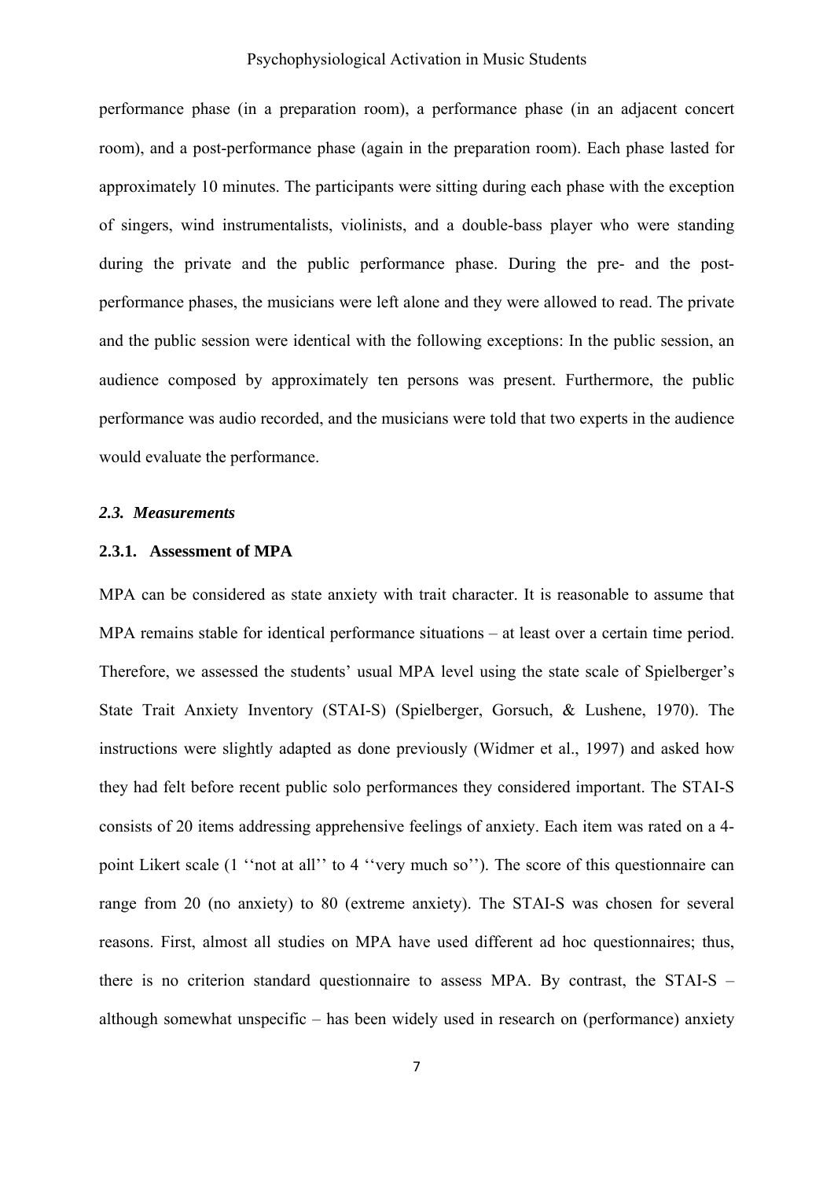performance phase (in a preparation room), a performance phase (in an adjacent concert room), and a post-performance phase (again in the preparation room). Each phase lasted for approximately 10 minutes. The participants were sitting during each phase with the exception of singers, wind instrumentalists, violinists, and a double-bass player who were standing during the private and the public performance phase. During the pre- and the post-performance phases, the musicians were left alone and they were allowed to read. The private and the public session were identical with the following exceptions: In the public session, an audience composed by approximately ten persons was present. Furthermore, the public performance was audio recorded, and the musicians were told that two experts in the audience would evaluate the performance.

### *2.3. Measurements*

#### **2.3.1. Assessment of MPA**

MPA can be considered as state anxiety with trait character. It is reasonable to assume that MPA remains stable for identical performance situations – at least over a certain time period. Therefore, we assessed the students' usual MPA level using the state scale of Spielberger's State Trait Anxiety Inventory (STAI-S) (Spielberger, Gorsuch, & Lushene, 1970). The instructions were slightly adapted as done previously (Widmer et al., 1997) and asked how they had felt before recent public solo performances they considered important. The STAI-S consists of 20 items addressing apprehensive feelings of anxiety. Each item was rated on a 4-point Likert scale (1 ''not at all'' to 4 ''very much so''). The score of this questionnaire can range from 20 (no anxiety) to 80 (extreme anxiety). The STAI-S was chosen for several reasons. First, almost all studies on MPA have used different ad hoc questionnaires; thus, there is no criterion standard questionnaire to assess MPA. By contrast, the STAI-S – although somewhat unspecific – has been widely used in research on (performance) anxiety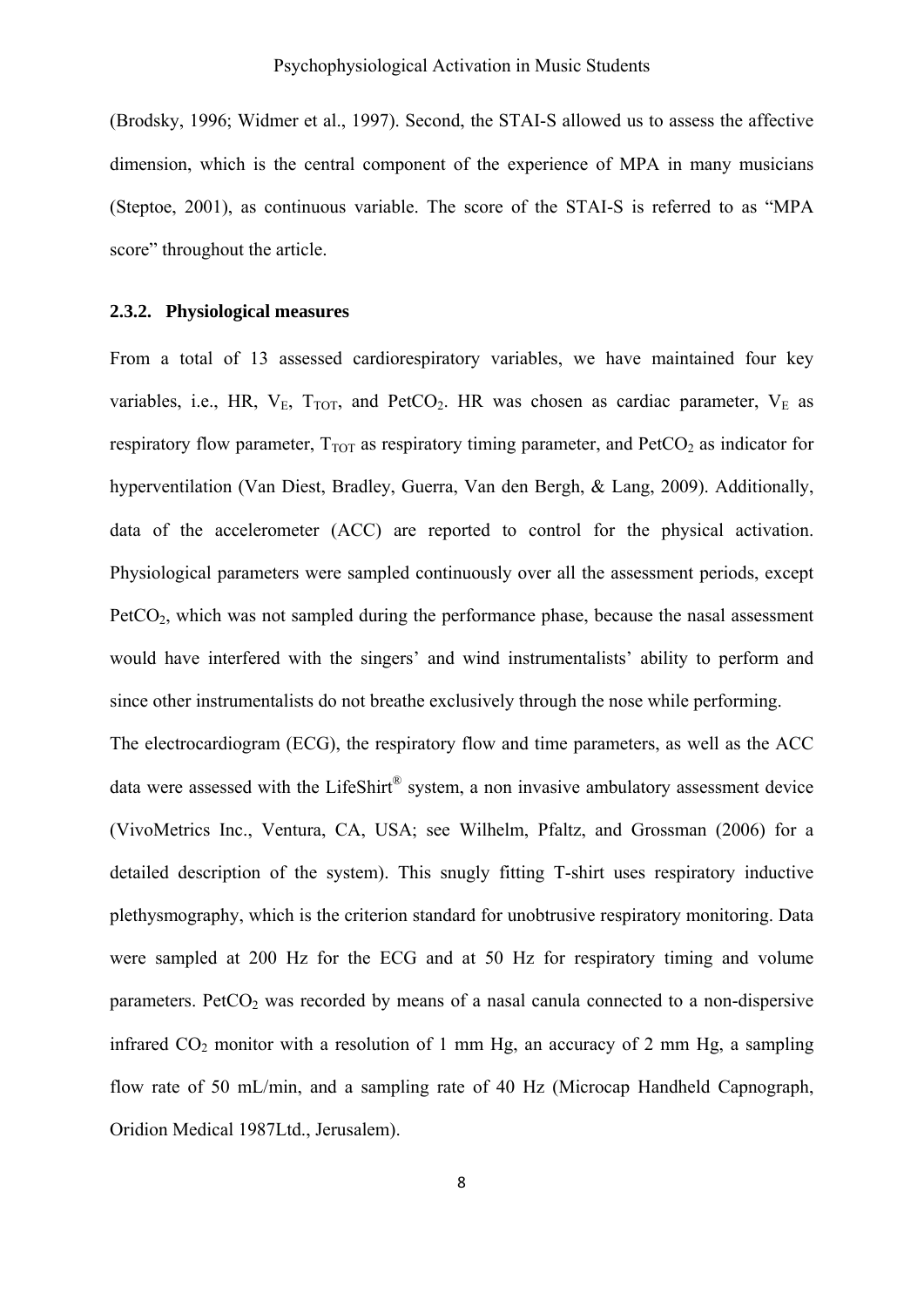(Brodsky, 1996; Widmer et al., 1997). Second, the STAI-S allowed us to assess the affective dimension, which is the central component of the experience of MPA in many musicians (Steptoe, 2001), as continuous variable. The score of the STAI-S is referred to as "MPA score" throughout the article.

### 2.3.2. Physiological measures

From a total of 13 assessed cardiorespiratory variables, we have maintained four key variables, i.e., HR, $V_E$, $T_{TOT}$, and $PetCO_2$. HR was chosen as cardiac parameter, $V_E$ as respiratory flow parameter, $T_{TOT}$ as respiratory timing parameter, and $PetCO_2$ as indicator for hyperventilation (Van Diest, Bradley, Guerra, Van den Bergh, & Lang, 2009). Additionally, data of the accelerometer (ACC) are reported to control for the physical activation. Physiological parameters were sampled continuously over all the assessment periods, except $PetCO_2$, which was not sampled during the performance phase, because the nasal assessment would have interfered with the singers' and wind instrumentalists' ability to perform and since other instrumentalists do not breathe exclusively through the nose while performing.

The electrocardiogram (ECG), the respiratory flow and time parameters, as well as the ACC data were assessed with the LifeShirt® system, a non invasive ambulatory assessment device (VivoMetrics Inc., Ventura, CA, USA; see Wilhelm, Pfaltz, and Grossman (2006) for a detailed description of the system). This snugly fitting T-shirt uses respiratory inductive plethysmography, which is the criterion standard for unobtrusive respiratory monitoring. Data were sampled at 200 Hz for the ECG and at 50 Hz for respiratory timing and volume parameters. $PetCO_2$ was recorded by means of a nasal canula connected to a non-dispersive infrared $CO_2$ monitor with a resolution of 1 mm Hg, an accuracy of 2 mm Hg, a sampling flow rate of 50 mL/min, and a sampling rate of 40 Hz (Microcap Handheld Capnograph, Oridion Medical 1987Ltd., Jerusalem).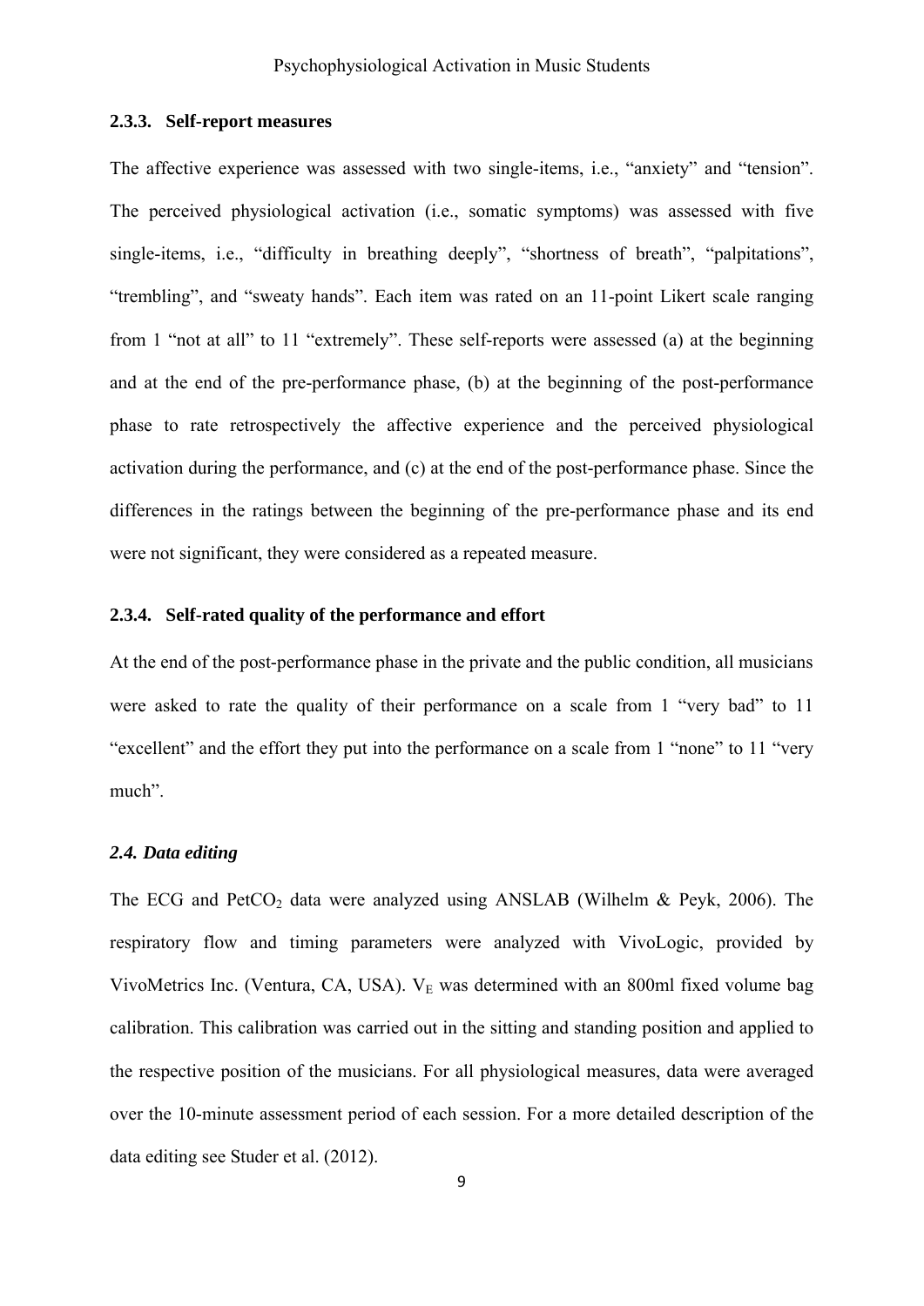### 2.3.3. Self-report measures

The affective experience was assessed with two single-items, i.e., "anxiety" and "tension". The perceived physiological activation (i.e., somatic symptoms) was assessed with five single-items, i.e., "difficulty in breathing deeply", "shortness of breath", "palpitations", "trembling", and "sweaty hands". Each item was rated on an 11-point Likert scale ranging from 1 "not at all" to 11 "extremely". These self-reports were assessed (a) at the beginning and at the end of the pre-performance phase, (b) at the beginning of the post-performance phase to rate retrospectively the affective experience and the perceived physiological activation during the performance, and (c) at the end of the post-performance phase. Since the differences in the ratings between the beginning of the pre-performance phase and its end were not significant, they were considered as a repeated measure.

### 2.3.4. Self-rated quality of the performance and effort

At the end of the post-performance phase in the private and the public condition, all musicians were asked to rate the quality of their performance on a scale from 1 "very bad" to 11 "excellent" and the effort they put into the performance on a scale from 1 "none" to 11 "very much".

### *2.4. Data editing*

The ECG and $PetCO_2$ data were analyzed using ANSLAB (Wilhelm & Peyk, 2006). The respiratory flow and timing parameters were analyzed with VivoLogic, provided by VivoMetrics Inc. (Ventura, CA, USA). $V_E$ was determined with an 800ml fixed volume bag calibration. This calibration was carried out in the sitting and standing position and applied to the respective position of the musicians. For all physiological measures, data were averaged over the 10-minute assessment period of each session. For a more detailed description of the data editing see Studer et al. (2012).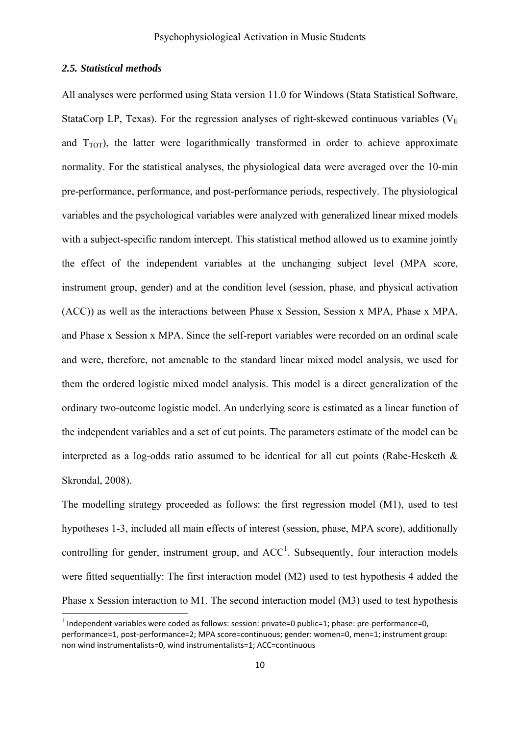### *2.5. Statistical methods*

All analyses were performed using Stata version 11.0 for Windows (Stata Statistical Software, StataCorp LP, Texas). For the regression analyses of right-skewed continuous variables ($V_E$ and $T_{TOT}$), the latter were logarithmically transformed in order to achieve approximate normality. For the statistical analyses, the physiological data were averaged over the 10-min pre-performance, performance, and post-performance periods, respectively. The physiological variables and the psychological variables were analyzed with generalized linear mixed models with a subject-specific random intercept. This statistical method allowed us to examine jointly the effect of the independent variables at the unchanging subject level (MPA score, instrument group, gender) and at the condition level (session, phase, and physical activation (ACC)) as well as the interactions between Phase x Session, Session x MPA, Phase x MPA, and Phase x Session x MPA. Since the self-report variables were recorded on an ordinal scale and were, therefore, not amenable to the standard linear mixed model analysis, we used for them the ordered logistic mixed model analysis. This model is a direct generalization of the ordinary two-outcome logistic model. An underlying score is estimated as a linear function of the independent variables and a set of cut points. The parameters estimate of the model can be interpreted as a log-odds ratio assumed to be identical for all cut points (Rabe-Hesketh & Skrondal, 2008).

The modelling strategy proceeded as follows: the first regression model (M1), used to test hypotheses 1-3, included all main effects of interest (session, phase, MPA score), additionally controlling for gender, instrument group, and ACC[1]. Subsequently, four interaction models were fitted sequentially: The first interaction model (M2) used to test hypothesis 4 added the Phase x Session interaction to M1. The second interaction model (M3) used to test hypothesis

[1] Independent variables were coded as follows: session: private=0 public=1; phase: pre-performance=0, performance=1, post-performance=2; MPA score=continuous; gender: women=0, men=1; instrument group: non wind instrumentalists=0, wind instrumentalists=1; ACC=continuous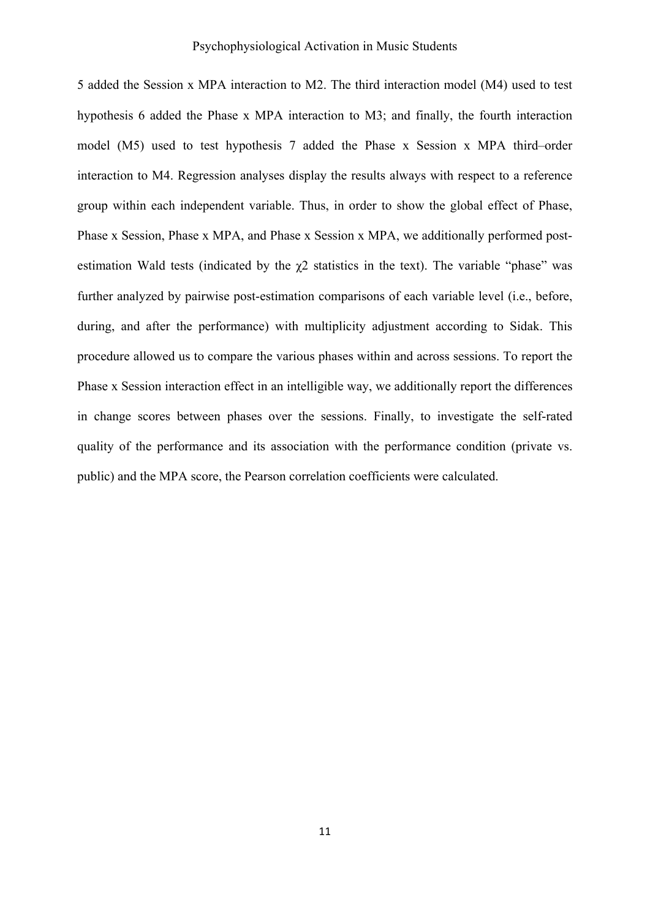5 added the Session x MPA interaction to M2. The third interaction model (M4) used to test hypothesis 6 added the Phase x MPA interaction to M3; and finally, the fourth interaction model (M5) used to test hypothesis 7 added the Phase x Session x MPA third–order interaction to M4. Regression analyses display the results always with respect to a reference group within each independent variable. Thus, in order to show the global effect of Phase, Phase x Session, Phase x MPA, and Phase x Session x MPA, we additionally performed post-estimation Wald tests (indicated by the $\chi 2$ statistics in the text). The variable "phase" was further analyzed by pairwise post-estimation comparisons of each variable level (i.e., before, during, and after the performance) with multiplicity adjustment according to Sidak. This procedure allowed us to compare the various phases within and across sessions. To report the Phase x Session interaction effect in an intelligible way, we additionally report the differences in change scores between phases over the sessions. Finally, to investigate the self-rated quality of the performance and its association with the performance condition (private vs. public) and the MPA score, the Pearson correlation coefficients were calculated.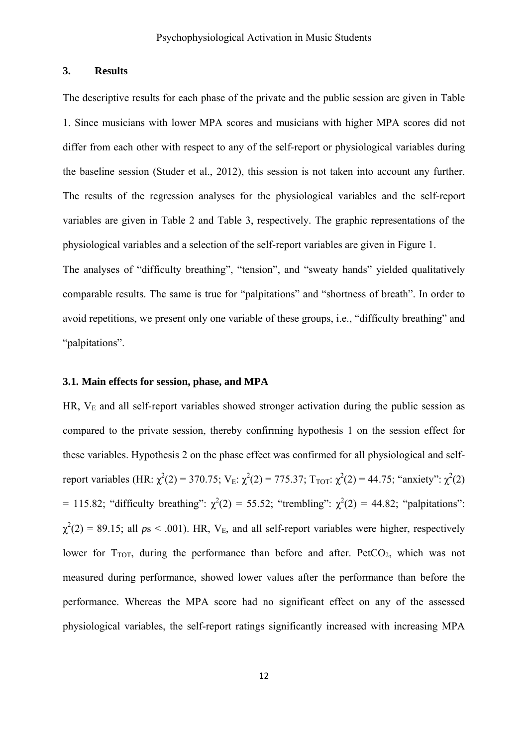## 3. Results

The descriptive results for each phase of the private and the public session are given in Table 1. Since musicians with lower MPA scores and musicians with higher MPA scores did not differ from each other with respect to any of the self-report or physiological variables during the baseline session (Studer et al., 2012), this session is not taken into account any further. The results of the regression analyses for the physiological variables and the self-report variables are given in Table 2 and Table 3, respectively. The graphic representations of the physiological variables and a selection of the self-report variables are given in Figure 1.

The analyses of "difficulty breathing", "tension", and "sweaty hands" yielded qualitatively comparable results. The same is true for "palpitations" and "shortness of breath". In order to avoid repetitions, we present only one variable of these groups, i.e., "difficulty breathing" and "palpitations".

### 3.1. Main effects for session, phase, and MPA

HR, $V_E$ and all self-report variables showed stronger activation during the public session as compared to the private session, thereby confirming hypothesis 1 on the session effect for these variables. Hypothesis 2 on the phase effect was confirmed for all physiological and self-report variables (HR: $\chi^2(2) = 370.75$; $V_E$: $\chi^2(2) = 775.37$; $T_{TOT}$: $\chi^2(2) = 44.75$; "anxiety": $\chi^2(2) = 115.82$; "difficulty breathing": $\chi^2(2) = 55.52$; "trembling": $\chi^2(2) = 44.82$; "palpitations": $\chi^2(2) = 89.15$; all *p*s < .001). HR, $V_E$, and all self-report variables were higher, respectively lower for $T_{TOT}$, during the performance than before and after. $PetCO_2$, which was not measured during performance, showed lower values after the performance than before the performance. Whereas the MPA score had no significant effect on any of the assessed physiological variables, the self-report ratings significantly increased with increasing MPA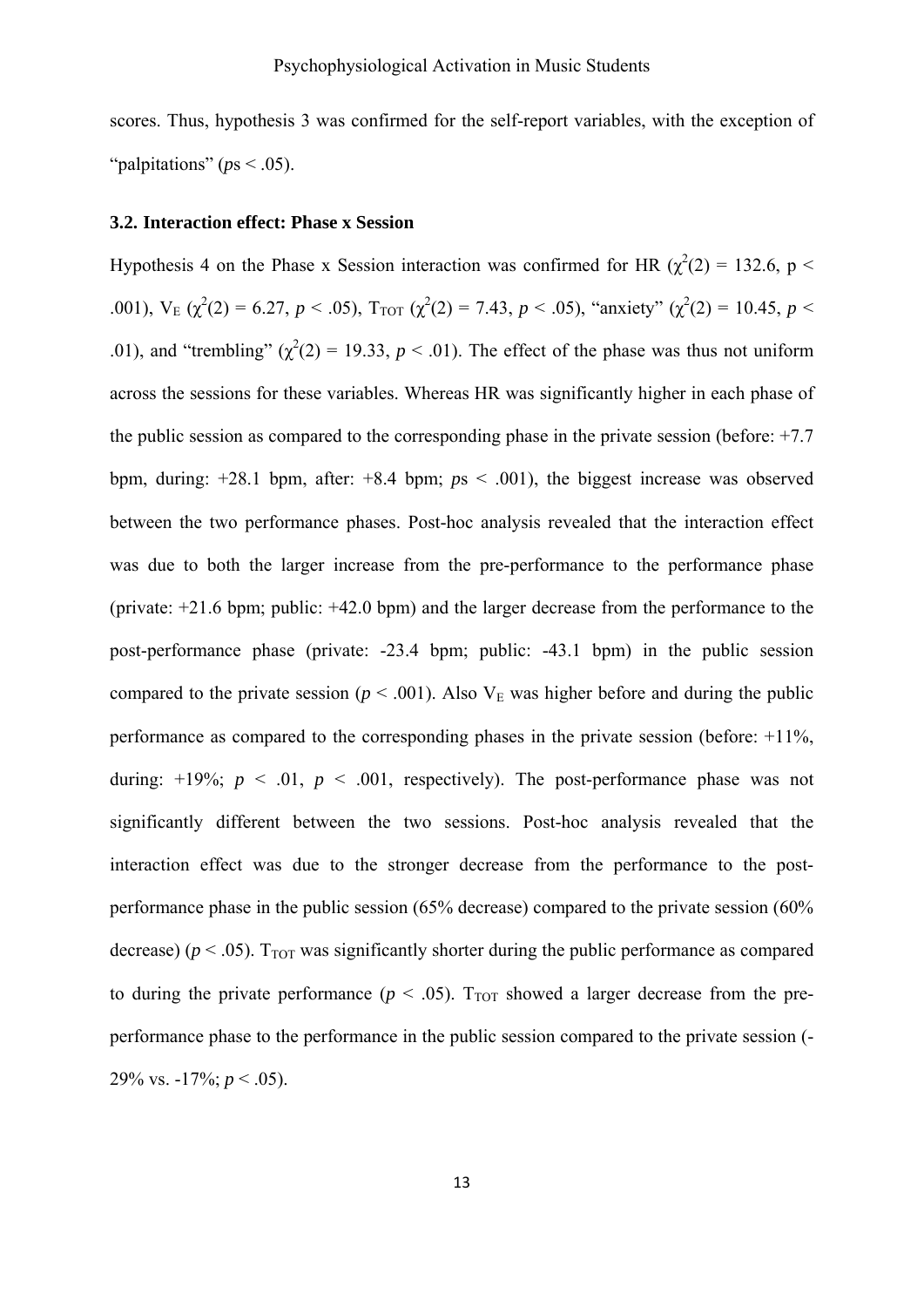scores. Thus, hypothesis 3 was confirmed for the self-report variables, with the exception of "palpitations" (*p*s < .05).

### 3.2. Interaction effect: Phase x Session

Hypothesis 4 on the Phase x Session interaction was confirmed for HR ($\chi^2(2) = 132.6$, $p < .001$), $V_E$ ($\chi^2(2) = 6.27$, $p < .05$), $T_{TOT}$ ($\chi^2(2) = 7.43$, $p < .05$), "anxiety" ($\chi^2(2) = 10.45$, $p < .01$), and "trembling" ($\chi^2(2) = 19.33$, $p < .01$). The effect of the phase was thus not uniform across the sessions for these variables. Whereas HR was significantly higher in each phase of the public session as compared to the corresponding phase in the private session (before: +7.7 bpm, during: +28.1 bpm, after: +8.4 bpm; *p*s < .001), the biggest increase was observed between the two performance phases. Post-hoc analysis revealed that the interaction effect was due to both the larger increase from the pre-performance to the performance phase (private: +21.6 bpm; public: +42.0 bpm) and the larger decrease from the performance to the post-performance phase (private: -23.4 bpm; public: -43.1 bpm) in the public session compared to the private session ($p < .001$). Also $V_E$ was higher before and during the public performance as compared to the corresponding phases in the private session (before: +11%, during: +19%; $p < .01$, $p < .001$, respectively). The post-performance phase was not significantly different between the two sessions. Post-hoc analysis revealed that the interaction effect was due to the stronger decrease from the performance to the post-performance phase in the public session (65% decrease) compared to the private session (60% decrease) ($p < .05$). $T_{TOT}$ was significantly shorter during the public performance as compared to during the private performance ($p < .05$). $T_{TOT}$ showed a larger decrease from the pre-performance phase to the performance in the public session compared to the private session (-29% vs. -17%; $p < .05$).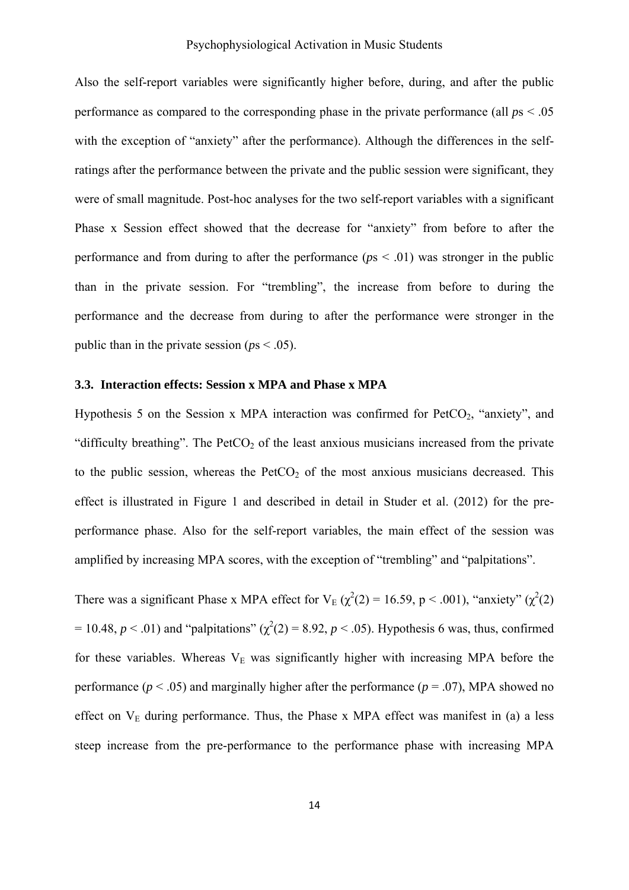Also the self-report variables were significantly higher before, during, and after the public performance as compared to the corresponding phase in the private performance (all *p*s < .05 with the exception of "anxiety" after the performance). Although the differences in the self-ratings after the performance between the private and the public session were significant, they were of small magnitude. Post-hoc analyses for the two self-report variables with a significant Phase x Session effect showed that the decrease for "anxiety" from before to after the performance and from during to after the performance (*p*s < .01) was stronger in the public than in the private session. For "trembling", the increase from before to during the performance and the decrease from during to after the performance were stronger in the public than in the private session (*p*s < .05).

### 3.3. Interaction effects: Session x MPA and Phase x MPA

Hypothesis 5 on the Session x MPA interaction was confirmed for $PetCO_2$, "anxiety", and "difficulty breathing". The $PetCO_2$ of the least anxious musicians increased from the private to the public session, whereas the $PetCO_2$ of the most anxious musicians decreased. This effect is illustrated in Figure 1 and described in detail in Studer et al. (2012) for the pre-performance phase. Also for the self-report variables, the main effect of the session was amplified by increasing MPA scores, with the exception of "trembling" and "palpitations".

There was a significant Phase x MPA effect for $V_E$ ($\chi^2(2) = 16.59$, $p < .001$), "anxiety" ($\chi^2(2) = 10.48$, $p < .01$) and "palpitations" ($\chi^2(2) = 8.92$, $p < .05$). Hypothesis 6 was, thus, confirmed for these variables. Whereas $V_E$ was significantly higher with increasing MPA before the performance ($p < .05$) and marginally higher after the performance ($p = .07$), MPA showed no effect on $V_E$ during performance. Thus, the Phase x MPA effect was manifest in (a) a less steep increase from the pre-performance to the performance phase with increasing MPA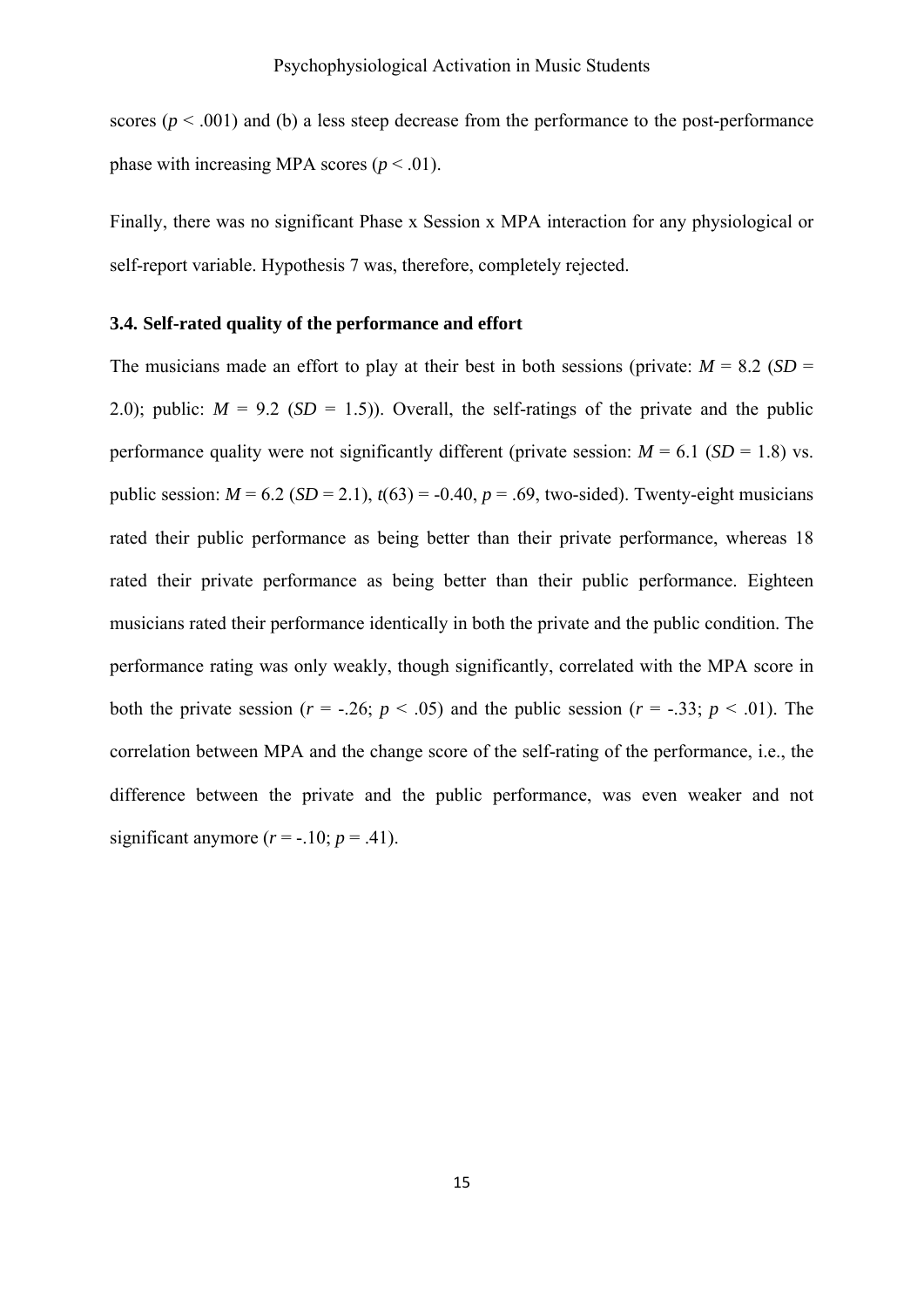scores ($p < .001$) and (b) a less steep decrease from the performance to the post-performance phase with increasing MPA scores ($p < .01$).

Finally, there was no significant Phase x Session x MPA interaction for any physiological or self-report variable. Hypothesis 7 was, therefore, completely rejected.

### 3.4. Self-rated quality of the performance and effort

The musicians made an effort to play at their best in both sessions (private: $M = 8.2$ ($SD = 2.0$); public: $M = 9.2$ ($SD = 1.5$)). Overall, the self-ratings of the private and the public performance quality were not significantly different (private session: $M = 6.1$ ($SD = 1.8$) vs. public session: $M = 6.2$ ($SD = 2.1$), $t(63) = -0.40$, $p = .69$, two-sided). Twenty-eight musicians rated their public performance as being better than their private performance, whereas 18 rated their private performance as being better than their public performance. Eighteen musicians rated their performance identically in both the private and the public condition. The performance rating was only weakly, though significantly, correlated with the MPA score in both the private session ($r = -.26$; $p < .05$) and the public session ($r = -.33$; $p < .01$). The correlation between MPA and the change score of the self-rating of the performance, i.e., the difference between the private and the public performance, was even weaker and not significant anymore ($r = -.10$; $p = .41$).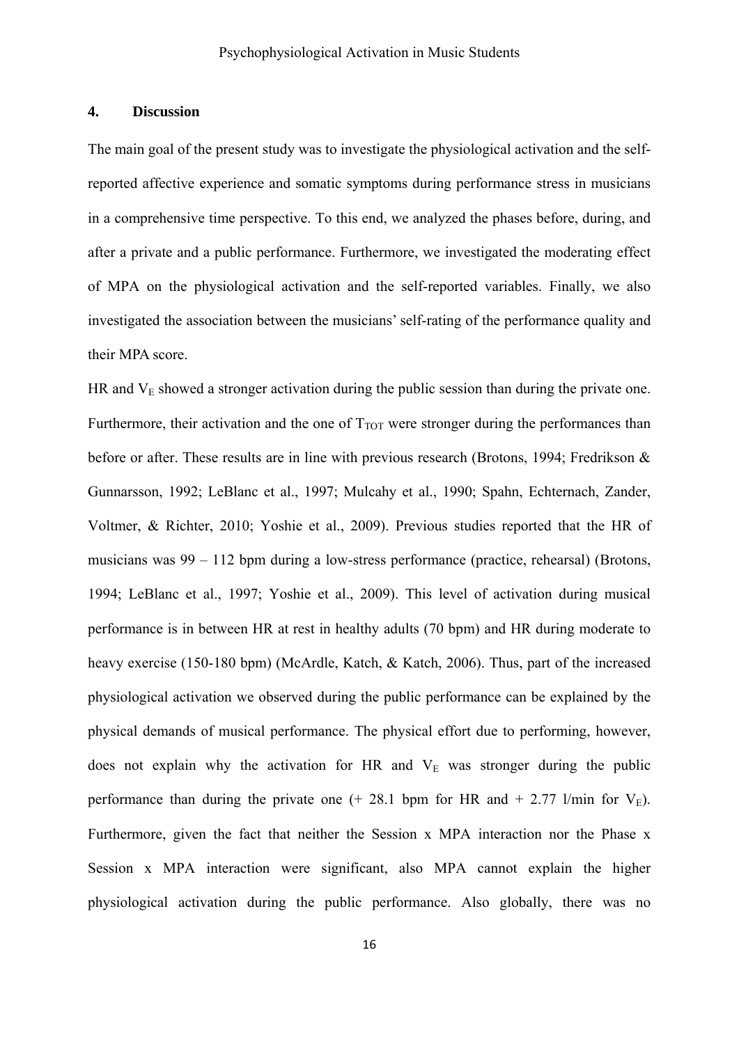## 4. Discussion

The main goal of the present study was to investigate the physiological activation and the self-reported affective experience and somatic symptoms during performance stress in musicians in a comprehensive time perspective. To this end, we analyzed the phases before, during, and after a private and a public performance. Furthermore, we investigated the moderating effect of MPA on the physiological activation and the self-reported variables. Finally, we also investigated the association between the musicians' self-rating of the performance quality and their MPA score.

HR and $V_E$ showed a stronger activation during the public session than during the private one. Furthermore, their activation and the one of $T_{TOT}$ were stronger during the performances than before or after. These results are in line with previous research (Brotons, 1994; Fredrikson & Gunnarsson, 1992; LeBlanc et al., 1997; Mulcahy et al., 1990; Spahn, Echternach, Zander, Voltmer, & Richter, 2010; Yoshie et al., 2009). Previous studies reported that the HR of musicians was 99 – 112 bpm during a low-stress performance (practice, rehearsal) (Brotons, 1994; LeBlanc et al., 1997; Yoshie et al., 2009). This level of activation during musical performance is in between HR at rest in healthy adults (70 bpm) and HR during moderate to heavy exercise (150-180 bpm) (McArdle, Katch, & Katch, 2006). Thus, part of the increased physiological activation we observed during the public performance can be explained by the physical demands of musical performance. The physical effort due to performing, however, does not explain why the activation for HR and $V_E$ was stronger during the public performance than during the private one (+ 28.1 bpm for HR and + 2.77 l/min for $V_E$). Furthermore, given the fact that neither the Session x MPA interaction nor the Phase x Session x MPA interaction were significant, also MPA cannot explain the higher physiological activation during the public performance. Also globally, there was no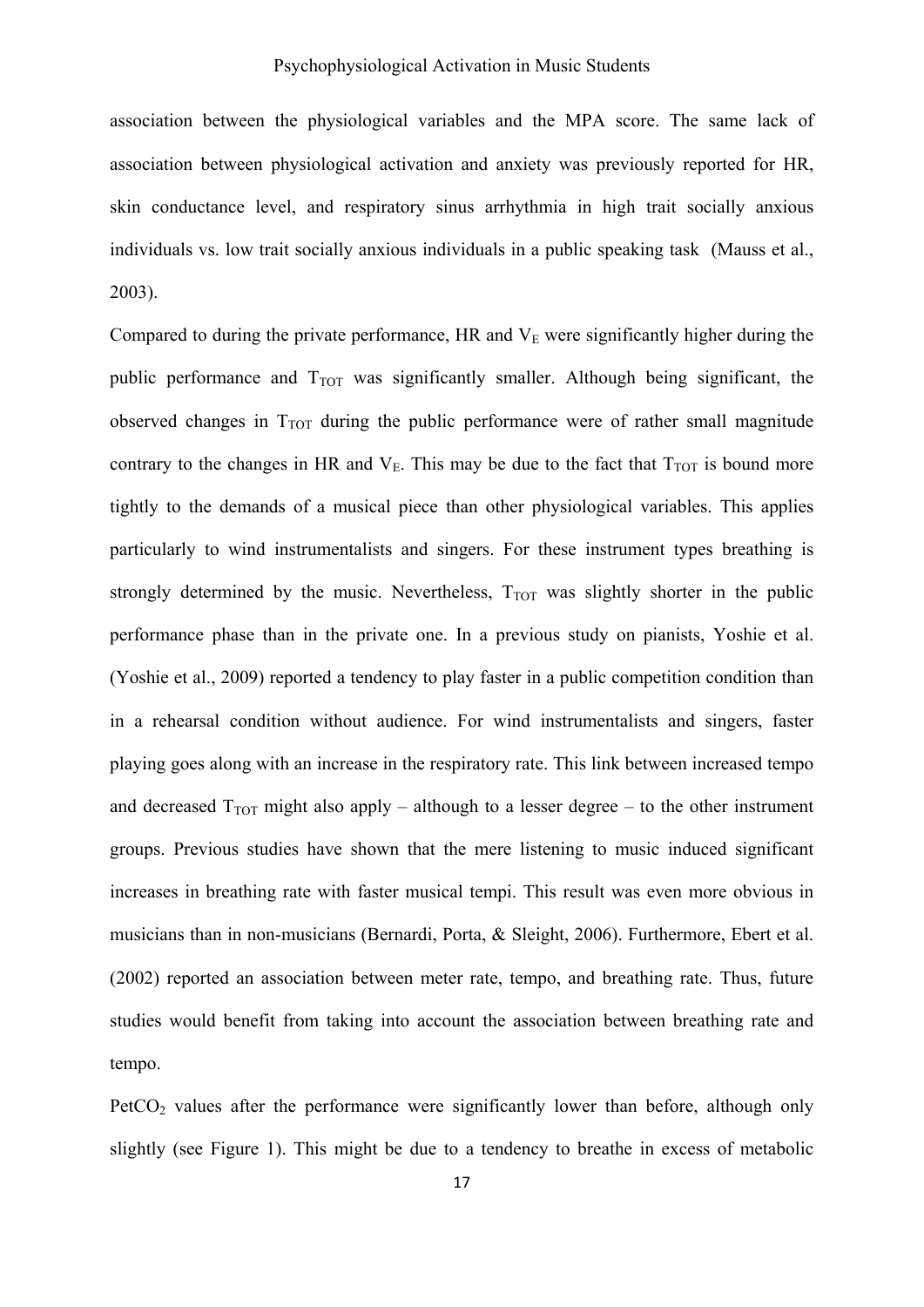association between the physiological variables and the MPA score. The same lack of association between physiological activation and anxiety was previously reported for HR, skin conductance level, and respiratory sinus arrhythmia in high trait socially anxious individuals vs. low trait socially anxious individuals in a public speaking task (Mauss et al., 2003).

Compared to during the private performance, HR and $V_E$ were significantly higher during the public performance and $T_{TOT}$ was significantly smaller. Although being significant, the observed changes in $T_{TOT}$ during the public performance were of rather small magnitude contrary to the changes in HR and $V_E$. This may be due to the fact that $T_{TOT}$ is bound more tightly to the demands of a musical piece than other physiological variables. This applies particularly to wind instrumentalists and singers. For these instrument types breathing is strongly determined by the music. Nevertheless, $T_{TOT}$ was slightly shorter in the public performance phase than in the private one. In a previous study on pianists, Yoshie et al. (Yoshie et al., 2009) reported a tendency to play faster in a public competition condition than in a rehearsal condition without audience. For wind instrumentalists and singers, faster playing goes along with an increase in the respiratory rate. This link between increased tempo and decreased $T_{TOT}$ might also apply – although to a lesser degree – to the other instrument groups. Previous studies have shown that the mere listening to music induced significant increases in breathing rate with faster musical tempi. This result was even more obvious in musicians than in non-musicians (Bernardi, Porta, & Sleight, 2006). Furthermore, Ebert et al. (2002) reported an association between meter rate, tempo, and breathing rate. Thus, future studies would benefit from taking into account the association between breathing rate and tempo.

$PetCO_2$ values after the performance were significantly lower than before, although only slightly (see Figure 1). This might be due to a tendency to breathe in excess of metabolic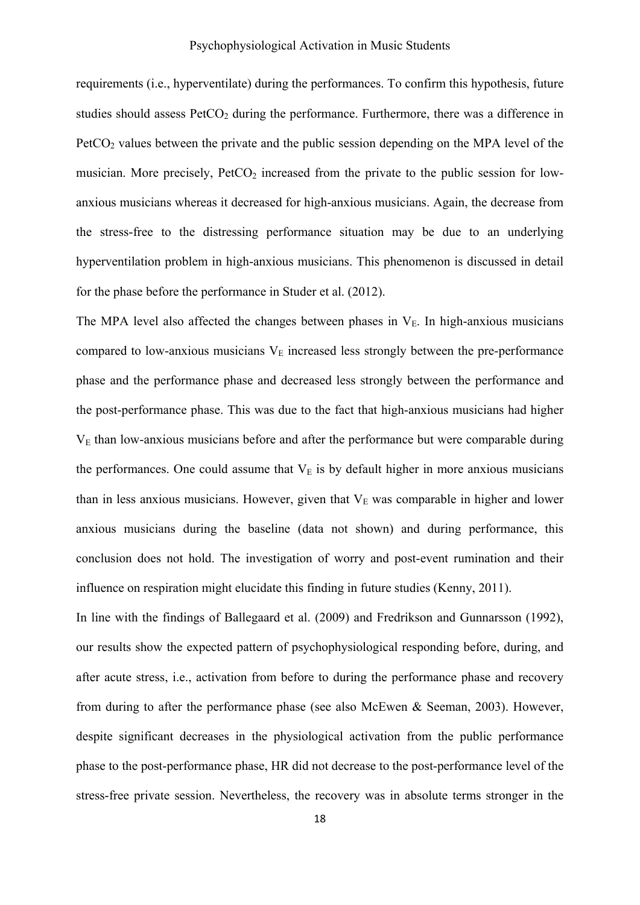requirements (i.e., hyperventilate) during the performances. To confirm this hypothesis, future studies should assess $PetCO_2$ during the performance. Furthermore, there was a difference in $PetCO_2$ values between the private and the public session depending on the MPA level of the musician. More precisely, $PetCO_2$ increased from the private to the public session for low-anxious musicians whereas it decreased for high-anxious musicians. Again, the decrease from the stress-free to the distressing performance situation may be due to an underlying hyperventilation problem in high-anxious musicians. This phenomenon is discussed in detail for the phase before the performance in Studer et al. (2012).

The MPA level also affected the changes between phases in $V_E$. In high-anxious musicians compared to low-anxious musicians $V_E$ increased less strongly between the pre-performance phase and the performance phase and decreased less strongly between the performance and the post-performance phase. This was due to the fact that high-anxious musicians had higher $V_E$ than low-anxious musicians before and after the performance but were comparable during the performances. One could assume that $V_E$ is by default higher in more anxious musicians than in less anxious musicians. However, given that $V_E$ was comparable in higher and lower anxious musicians during the baseline (data not shown) and during performance, this conclusion does not hold. The investigation of worry and post-event rumination and their influence on respiration might elucidate this finding in future studies (Kenny, 2011).

In line with the findings of Ballegaard et al. (2009) and Fredrikson and Gunnarsson (1992), our results show the expected pattern of psychophysiological responding before, during, and after acute stress, i.e., activation from before to during the performance phase and recovery from during to after the performance phase (see also McEwen & Seeman, 2003). However, despite significant decreases in the physiological activation from the public performance phase to the post-performance phase, HR did not decrease to the post-performance level of the stress-free private session. Nevertheless, the recovery was in absolute terms stronger in the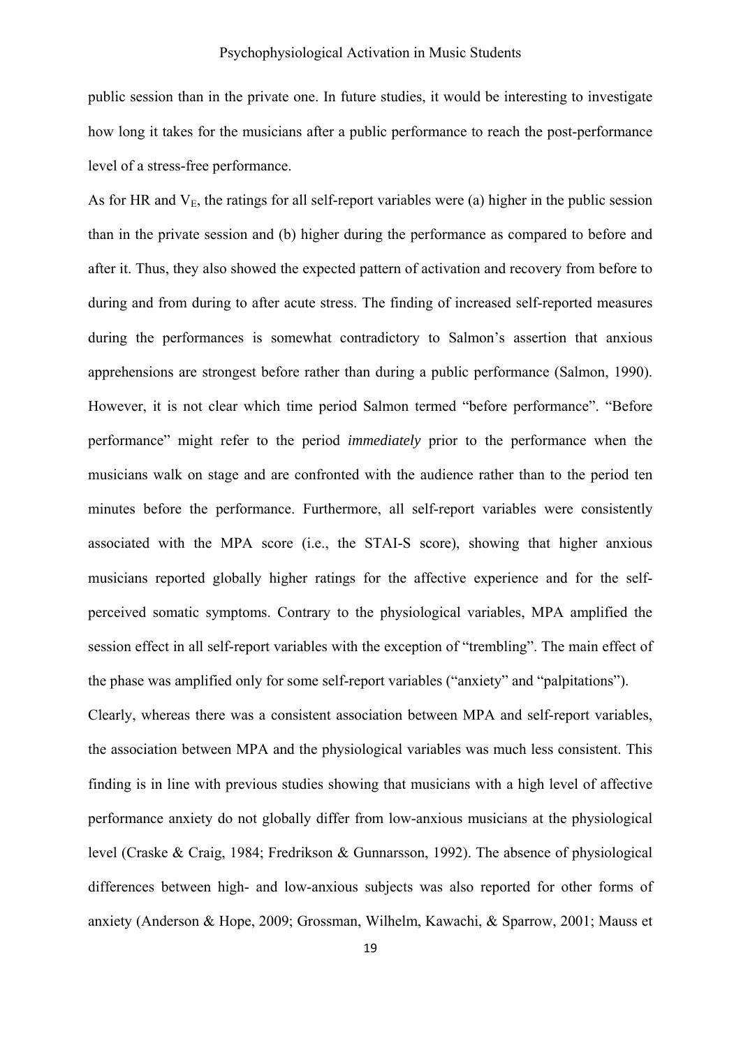public session than in the private one. In future studies, it would be interesting to investigate how long it takes for the musicians after a public performance to reach the post-performance level of a stress-free performance.

As for HR and $V_E$, the ratings for all self-report variables were (a) higher in the public session than in the private session and (b) higher during the performance as compared to before and after it. Thus, they also showed the expected pattern of activation and recovery from before to during and from during to after acute stress. The finding of increased self-reported measures during the performances is somewhat contradictory to Salmon's assertion that anxious apprehensions are strongest before rather than during a public performance (Salmon, 1990). However, it is not clear which time period Salmon termed "before performance". "Before performance" might refer to the period *immediately* prior to the performance when the musicians walk on stage and are confronted with the audience rather than to the period ten minutes before the performance. Furthermore, all self-report variables were consistently associated with the MPA score (i.e., the STAI-S score), showing that higher anxious musicians reported globally higher ratings for the affective experience and for the self-perceived somatic symptoms. Contrary to the physiological variables, MPA amplified the session effect in all self-report variables with the exception of "trembling". The main effect of the phase was amplified only for some self-report variables ("anxiety" and "palpitations").

Clearly, whereas there was a consistent association between MPA and self-report variables, the association between MPA and the physiological variables was much less consistent. This finding is in line with previous studies showing that musicians with a high level of affective performance anxiety do not globally differ from low-anxious musicians at the physiological level (Craske & Craig, 1984; Fredrikson & Gunnarsson, 1992). The absence of physiological differences between high- and low-anxious subjects was also reported for other forms of anxiety (Anderson & Hope, 2009; Grossman, Wilhelm, Kawachi, & Sparrow, 2001; Mauss et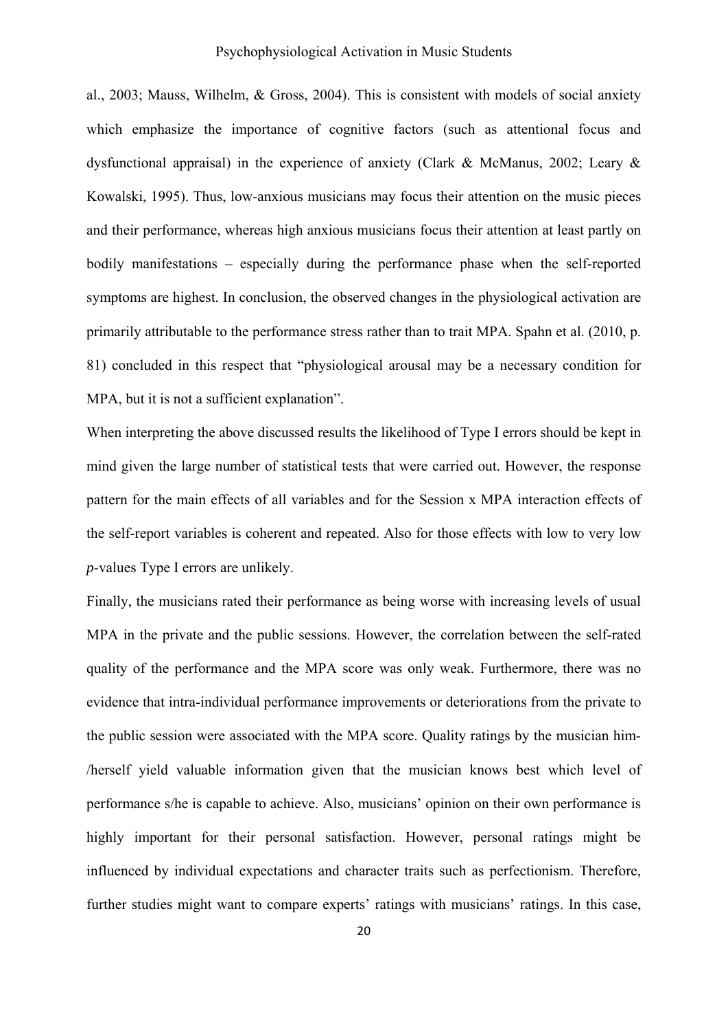al., 2003; Mauss, Wilhelm, & Gross, 2004). This is consistent with models of social anxiety which emphasize the importance of cognitive factors (such as attentional focus and dysfunctional appraisal) in the experience of anxiety (Clark & McManus, 2002; Leary & Kowalski, 1995). Thus, low-anxious musicians may focus their attention on the music pieces and their performance, whereas high anxious musicians focus their attention at least partly on bodily manifestations – especially during the performance phase when the self-reported symptoms are highest. In conclusion, the observed changes in the physiological activation are primarily attributable to the performance stress rather than to trait MPA. Spahn et al. (2010, p. 81) concluded in this respect that "physiological arousal may be a necessary condition for MPA, but it is not a sufficient explanation".

When interpreting the above discussed results the likelihood of Type I errors should be kept in mind given the large number of statistical tests that were carried out. However, the response pattern for the main effects of all variables and for the Session x MPA interaction effects of the self-report variables is coherent and repeated. Also for those effects with low to very low *p*-values Type I errors are unlikely.

Finally, the musicians rated their performance as being worse with increasing levels of usual MPA in the private and the public sessions. However, the correlation between the self-rated quality of the performance and the MPA score was only weak. Furthermore, there was no evidence that intra-individual performance improvements or deteriorations from the private to the public session were associated with the MPA score. Quality ratings by the musician him-/herself yield valuable information given that the musician knows best which level of performance s/he is capable to achieve. Also, musicians' opinion on their own performance is highly important for their personal satisfaction. However, personal ratings might be influenced by individual expectations and character traits such as perfectionism. Therefore, further studies might want to compare experts' ratings with musicians' ratings. In this case,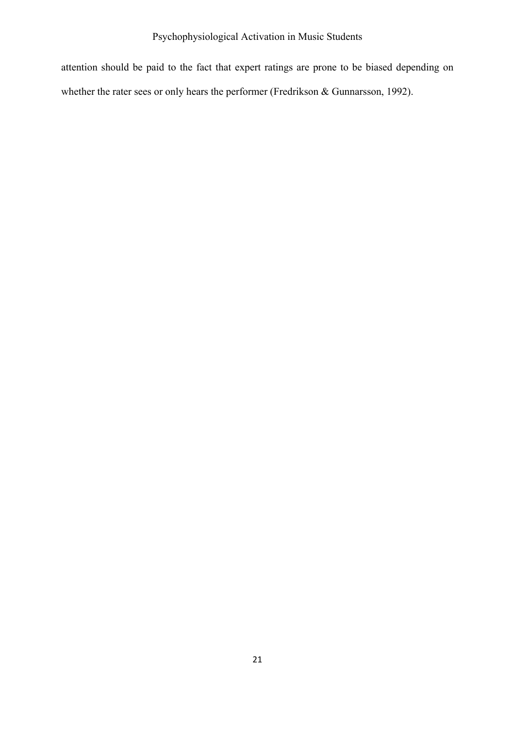attention should be paid to the fact that expert ratings are prone to be biased depending on whether the rater sees or only hears the performer (Fredrikson & Gunnarsson, 1992).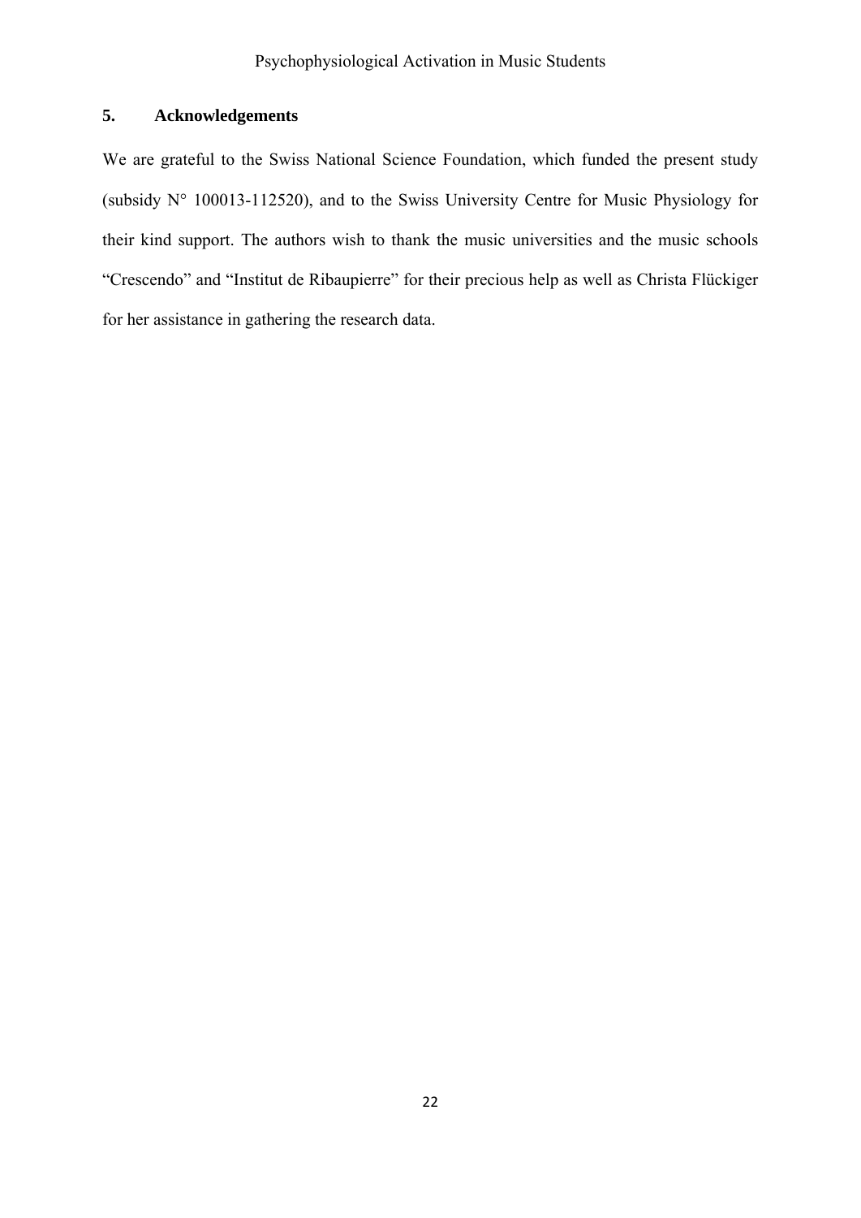## 5. Acknowledgements

We are grateful to the Swiss National Science Foundation, which funded the present study (subsidy N° 100013-112520), and to the Swiss University Centre for Music Physiology for their kind support. The authors wish to thank the music universities and the music schools "Crescendo" and "Institut de Ribaupierre" for their precious help as well as Christa Flückiger for her assistance in gathering the research data.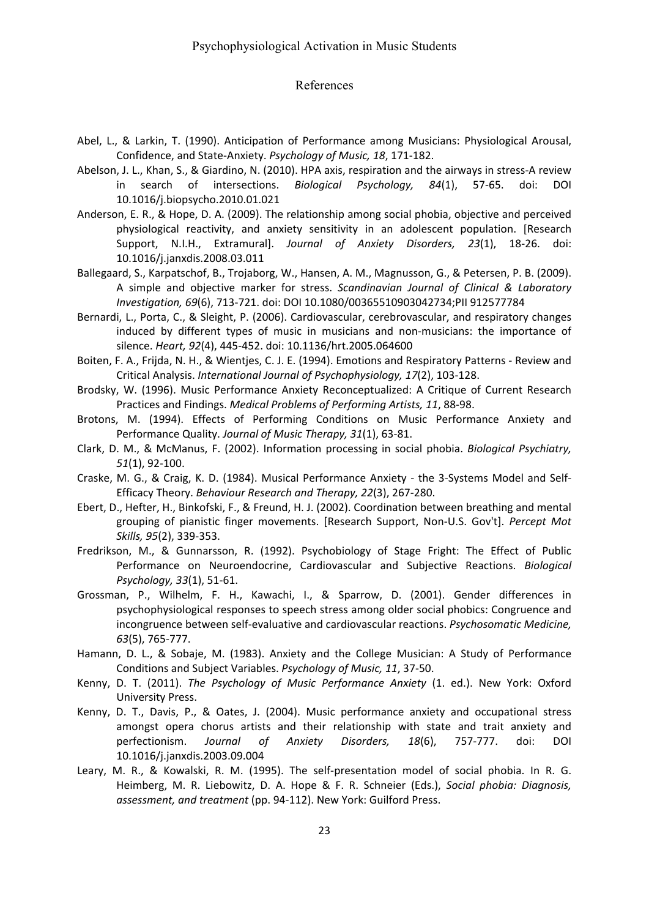# References

Abel, L., & Larkin, T. (1990). Anticipation of Performance among Musicians: Physiological Arousal, Confidence, and State-Anxiety. *Psychology of Music, 18*, 171-182.

Abelson, J. L., Khan, S., & Giardino, N. (2010). HPA axis, respiration and the airways in stress-A review in search of intersections. *Biological Psychology, 84*(1), 57-65. doi: DOI 10.1016/j.biopsycho.2010.01.021

Anderson, E. R., & Hope, D. A. (2009). The relationship among social phobia, objective and perceived physiological reactivity, and anxiety sensitivity in an adolescent population. [Research Support, N.I.H., Extramural]. *Journal of Anxiety Disorders, 23*(1), 18-26. doi: 10.1016/j.janxdis.2008.03.011

Ballegaard, S., Karpatschof, B., Trojaborg, W., Hansen, A. M., Magnusson, G., & Petersen, P. B. (2009). A simple and objective marker for stress. *Scandinavian Journal of Clinical & Laboratory Investigation, 69*(6), 713-721. doi: DOI 10.1080/00365510903042734;PII 912577784

Bernardi, L., Porta, C., & Sleight, P. (2006). Cardiovascular, cerebrovascular, and respiratory changes induced by different types of music in musicians and non-musicians: the importance of silence. *Heart, 92*(4), 445-452. doi: 10.1136/hrt.2005.064600

Boiten, F. A., Frijda, N. H., & Wientjes, C. J. E. (1994). Emotions and Respiratory Patterns - Review and Critical Analysis. *International Journal of Psychophysiology, 17*(2), 103-128.

Brodsky, W. (1996). Music Performance Anxiety Reconceptualized: A Critique of Current Research Practices and Findings. *Medical Problems of Performing Artists, 11*, 88-98.

Brotons, M. (1994). Effects of Performing Conditions on Music Performance Anxiety and Performance Quality. *Journal of Music Therapy, 31*(1), 63-81.

Clark, D. M., & McManus, F. (2002). Information processing in social phobia. *Biological Psychiatry, 51*(1), 92-100.

Craske, M. G., & Craig, K. D. (1984). Musical Performance Anxiety - the 3-Systems Model and Self-Efficacy Theory. *Behaviour Research and Therapy, 22*(3), 267-280.

Ebert, D., Hefter, H., Binkofski, F., & Freund, H. J. (2002). Coordination between breathing and mental grouping of pianistic finger movements. [Research Support, Non-U.S. Gov't]. *Percept Mot Skills, 95*(2), 339-353.

Fredrikson, M., & Gunnarsson, R. (1992). Psychobiology of Stage Fright: The Effect of Public Performance on Neuroendocrine, Cardiovascular and Subjective Reactions. *Biological Psychology, 33*(1), 51-61.

Grossman, P., Wilhelm, F. H., Kawachi, I., & Sparrow, D. (2001). Gender differences in psychophysiological responses to speech stress among older social phobics: Congruence and incongruence between self-evaluative and cardiovascular reactions. *Psychosomatic Medicine, 63*(5), 765-777.

Hamann, D. L., & Sobaje, M. (1983). Anxiety and the College Musician: A Study of Performance Conditions and Subject Variables. *Psychology of Music, 11*, 37-50.

Kenny, D. T. (2011). *The Psychology of Music Performance Anxiety* (1. ed.). New York: Oxford University Press.

Kenny, D. T., Davis, P., & Oates, J. (2004). Music performance anxiety and occupational stress amongst opera chorus artists and their relationship with state and trait anxiety and perfectionism. *Journal of Anxiety Disorders, 18*(6), 757-777. doi: DOI 10.1016/j.janxdis.2003.09.004

Leary, M. R., & Kowalski, R. M. (1995). The self-presentation model of social phobia. In R. G. Heimberg, M. R. Liebowitz, D. A. Hope & F. R. Schneier (Eds.), *Social phobia: Diagnosis, assessment, and treatment* (pp. 94-112). New York: Guilford Press.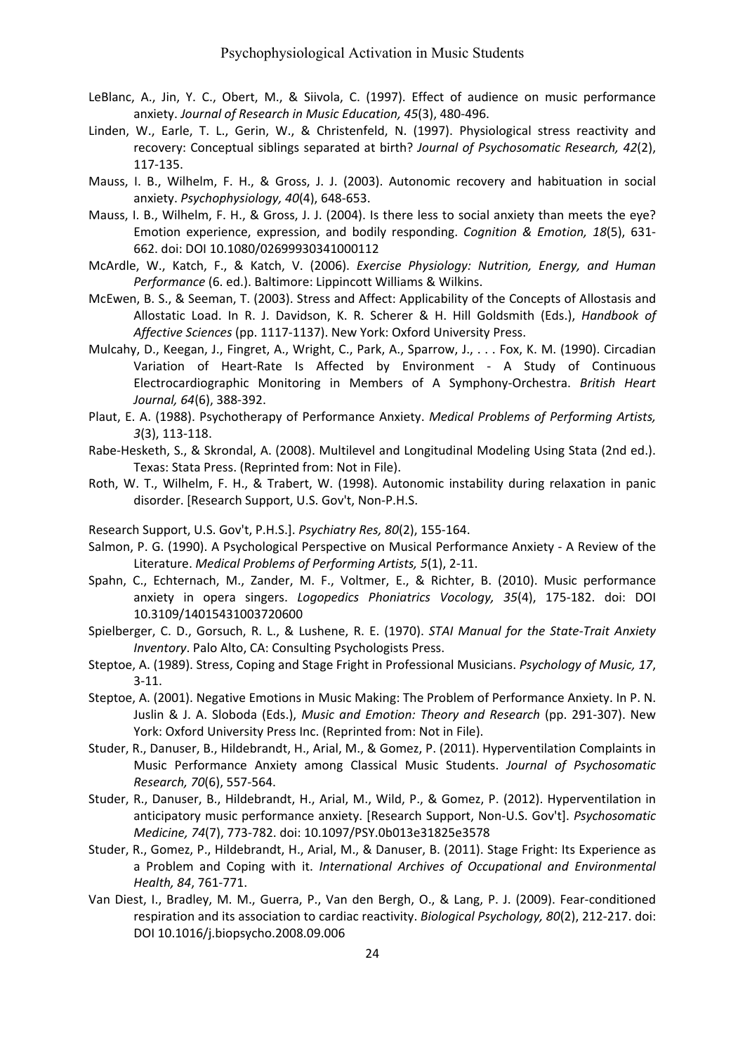LeBlanc, A., Jin, Y. C., Obert, M., & Siivola, C. (1997). Effect of audience on music performance anxiety. *Journal of Research in Music Education, 45*(3), 480-496.

Linden, W., Earle, T. L., Gerin, W., & Christenfeld, N. (1997). Physiological stress reactivity and recovery: Conceptual siblings separated at birth? *Journal of Psychosomatic Research, 42*(2), 117-135.

Mauss, I. B., Wilhelm, F. H., & Gross, J. J. (2003). Autonomic recovery and habituation in social anxiety. *Psychophysiology, 40*(4), 648-653.

Mauss, I. B., Wilhelm, F. H., & Gross, J. J. (2004). Is there less to social anxiety than meets the eye? Emotion experience, expression, and bodily responding. *Cognition & Emotion, 18*(5), 631-662. doi: DOI 10.1080/02699930341000112

McArdle, W., Katch, F., & Katch, V. (2006). *Exercise Physiology: Nutrition, Energy, and Human Performance* (6. ed.). Baltimore: Lippincott Williams & Wilkins.

McEwen, B. S., & Seeman, T. (2003). Stress and Affect: Applicability of the Concepts of Allostasis and Allostatic Load. In R. J. Davidson, K. R. Scherer & H. Hill Goldsmith (Eds.), *Handbook of Affective Sciences* (pp. 1117-1137). New York: Oxford University Press.

Mulcahy, D., Keegan, J., Fingret, A., Wright, C., Park, A., Sparrow, J., . . . Fox, K. M. (1990). Circadian Variation of Heart-Rate Is Affected by Environment - A Study of Continuous Electrocardiographic Monitoring in Members of A Symphony-Orchestra. *British Heart Journal, 64*(6), 388-392.

Plaut, E. A. (1988). Psychotherapy of Performance Anxiety. *Medical Problems of Performing Artists, 3*(3), 113-118.

Rabe-Hesketh, S., & Skrondal, A. (2008). Multilevel and Longitudinal Modeling Using Stata (2nd ed.). Texas: Stata Press. (Reprinted from: Not in File).

Roth, W. T., Wilhelm, F. H., & Trabert, W. (1998). Autonomic instability during relaxation in panic disorder. [Research Support, U.S. Gov't, Non-P.H.S.

Research Support, U.S. Gov't, P.H.S.]. *Psychiatry Res, 80*(2), 155-164.

Salmon, P. G. (1990). A Psychological Perspective on Musical Performance Anxiety - A Review of the Literature. *Medical Problems of Performing Artists, 5*(1), 2-11.

Spahn, C., Echternach, M., Zander, M. F., Voltmer, E., & Richter, B. (2010). Music performance anxiety in opera singers. *Logopedics Phoniatrics Vocology, 35*(4), 175-182. doi: DOI 10.3109/14015431003720600

Spielberger, C. D., Gorsuch, R. L., & Lushene, R. E. (1970). *STAI Manual for the State-Trait Anxiety Inventory*. Palo Alto, CA: Consulting Psychologists Press.

Steptoe, A. (1989). Stress, Coping and Stage Fright in Professional Musicians. *Psychology of Music, 17*, 3-11.

Steptoe, A. (2001). Negative Emotions in Music Making: The Problem of Performance Anxiety. In P. N. Juslin & J. A. Sloboda (Eds.), *Music and Emotion: Theory and Research* (pp. 291-307). New York: Oxford University Press Inc. (Reprinted from: Not in File).

Studer, R., Danuser, B., Hildebrandt, H., Arial, M., & Gomez, P. (2011). Hyperventilation Complaints in Music Performance Anxiety among Classical Music Students. *Journal of Psychosomatic Research, 70*(6), 557-564.

Studer, R., Danuser, B., Hildebrandt, H., Arial, M., Wild, P., & Gomez, P. (2012). Hyperventilation in anticipatory music performance anxiety. [Research Support, Non-U.S. Gov't]. *Psychosomatic Medicine, 74*(7), 773-782. doi: 10.1097/PSY.0b013e31825e3578

Studer, R., Gomez, P., Hildebrandt, H., Arial, M., & Danuser, B. (2011). Stage Fright: Its Experience as a Problem and Coping with it. *International Archives of Occupational and Environmental Health, 84*, 761-771.

Van Diest, I., Bradley, M. M., Guerra, P., Van den Bergh, O., & Lang, P. J. (2009). Fear-conditioned respiration and its association to cardiac reactivity. *Biological Psychology, 80*(2), 212-217. doi: DOI 10.1016/j.biopsycho.2008.09.006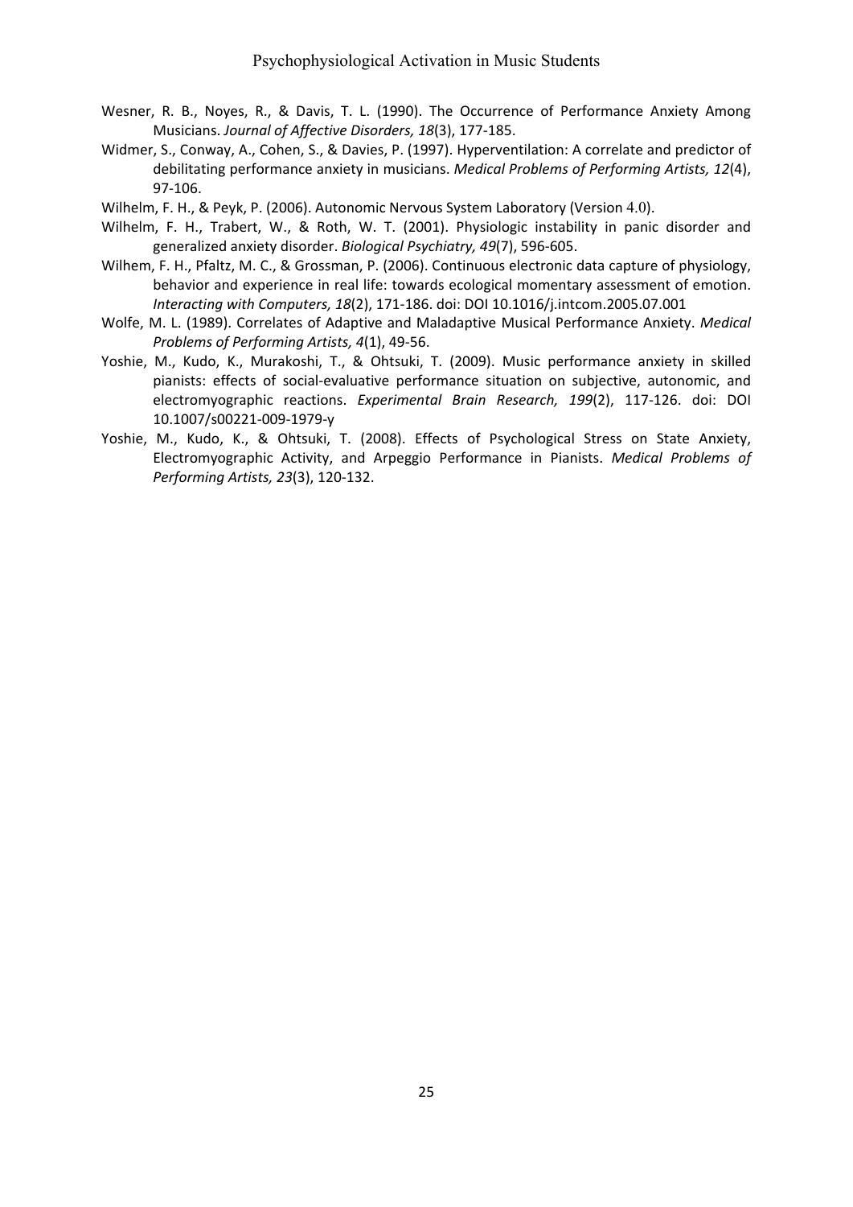Wesner, R. B., Noyes, R., & Davis, T. L. (1990). The Occurrence of Performance Anxiety Among Musicians. *Journal of Affective Disorders, 18*(3), 177-185.

Widmer, S., Conway, A., Cohen, S., & Davies, P. (1997). Hyperventilation: A correlate and predictor of debilitating performance anxiety in musicians. *Medical Problems of Performing Artists, 12*(4), 97-106.

Wilhelm, F. H., & Peyk, P. (2006). Autonomic Nervous System Laboratory (Version 4.0).

Wilhelm, F. H., Trabert, W., & Roth, W. T. (2001). Physiologic instability in panic disorder and generalized anxiety disorder. *Biological Psychiatry, 49*(7), 596-605.

Wilhem, F. H., Pfaltz, M. C., & Grossman, P. (2006). Continuous electronic data capture of physiology, behavior and experience in real life: towards ecological momentary assessment of emotion. *Interacting with Computers, 18*(2), 171-186. doi: DOI 10.1016/j.intcom.2005.07.001

Wolfe, M. L. (1989). Correlates of Adaptive and Maladaptive Musical Performance Anxiety. *Medical Problems of Performing Artists, 4*(1), 49-56.

Yoshie, M., Kudo, K., Murakoshi, T., & Ohtsuki, T. (2009). Music performance anxiety in skilled pianists: effects of social-evaluative performance situation on subjective, autonomic, and electromyographic reactions. *Experimental Brain Research, 199*(2), 117-126. doi: DOI 10.1007/s00221-009-1979-y

Yoshie, M., Kudo, K., & Ohtsuki, T. (2008). Effects of Psychological Stress on State Anxiety, Electromyographic Activity, and Arpeggio Performance in Pianists. *Medical Problems of Performing Artists, 23*(3), 120-132.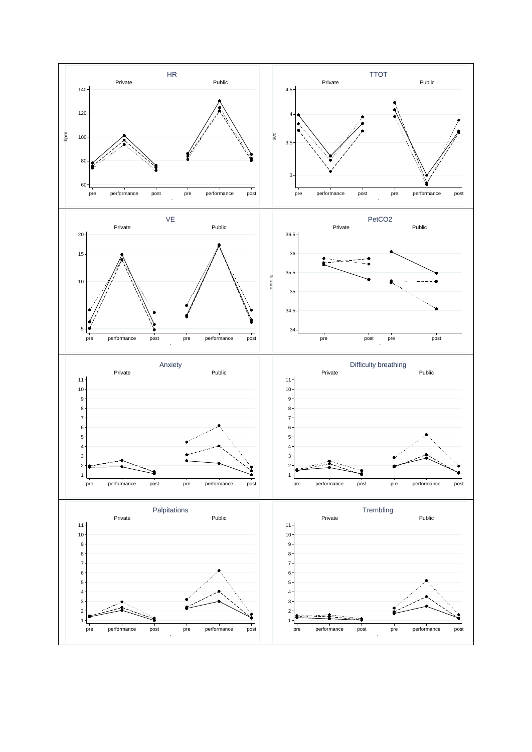HR

Private | Public

bpm

140, 120, 100, 80, 60

pre, performance, post, pre, performance, post

TTOT

Private | Public

sec

4.5, 4, 3.5, 3

pre, performance, post, pre, performance, post

VE

Private | Public

20, 15, 10, 5

pre, performance, post, pre, performance, post

PetCO2

Private | Public

36.5, 36, 35.5, 35, 34.5, 34

pre, post, pre, post

Anxiety

Private | Public

11, 10, 9, 8, 7, 6, 5, 4, 3, 2, 1

pre, performance, post, pre, performance, post

Difficulty breathing

Private | Public

11, 10, 9, 8, 7, 6, 5, 4, 3, 2, 1

pre, performance, post, pre, performance, post

Palpitations

Private | Public

11, 10, 9, 8, 7, 6, 5, 4, 3, 2, 1

pre, performance, post, pre, performance, post

Trembling

Private | Public

11, 10, 9, 8, 7, 6, 5, 4, 3, 2, 1

pre, performance, post, pre, performance, post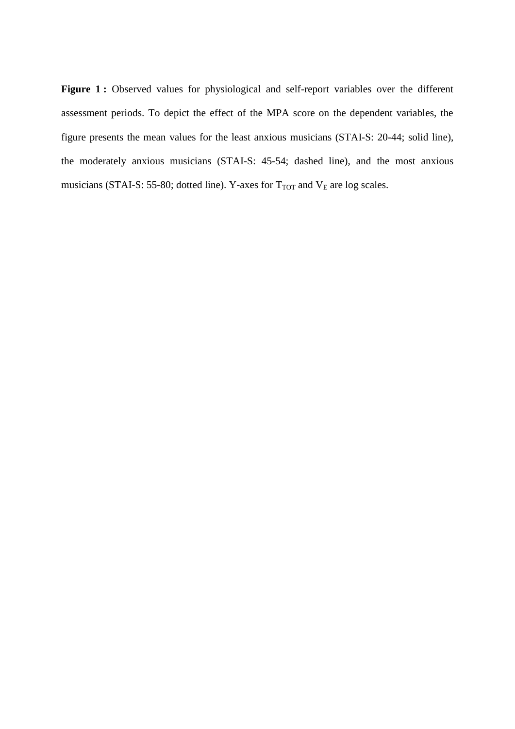**Figure 1 :** Observed values for physiological and self-report variables over the different assessment periods. To depict the effect of the MPA score on the dependent variables, the figure presents the mean values for the least anxious musicians (STAI-S: 20-44; solid line), the moderately anxious musicians (STAI-S: 45-54; dashed line), and the most anxious musicians (STAI-S: 55-80; dotted line). Y-axes for $T_{TOT}$ and $V_E$ are log scales.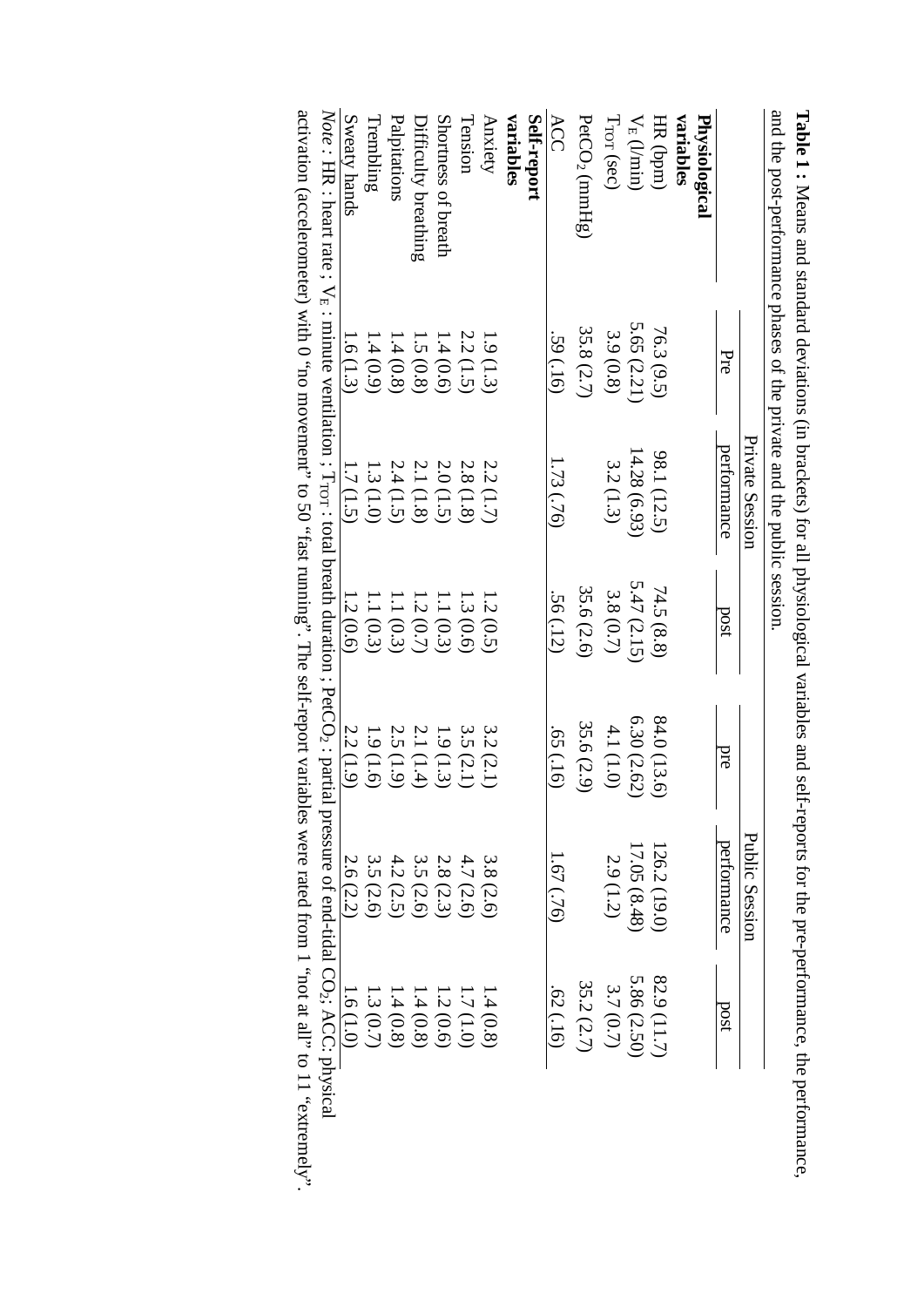**Table 1 :** Means and standard deviations (in brackets) for all physiological variables and self-reports for the pre-performance, the performance, and the post-performance phases of the private and the public session.

| | Private Session | | | Public Session | | |
|---|---|---|---|---|---|---|
| | Pre | performance | post | pre | performance | post |
| **Physiological variables** | | | | | | |
| HR (bpm) | 76.3 (9.5) | 98.1 (12.5) | 74.5 (8.8) | 84.0 (13.6) | 126.2 (19.0) | 82.9 (11.7) |
| $V_E$ (l/min) | 5.65 (2.21) | 14.28 (6.93) | 5.47 (2.15) | 6.30 (2.62) | 17.05 (8.48) | 5.86 (2.50) |
| $T_{TOT}$ (sec) | 3.9 (0.8) | 3.2 (1.3) | 3.8 (0.7) | 4.1 (1.0) | 2.9 (1.2) | 3.7 (0.7) |
| $PetCO_2$ (mmHg) | 35.8 (2.7) | | 35.6 (2.6) | 35.6 (2.9) | | 35.2 (2.7) |
| ACC | .59 (.16) | 1.73 (.76) | .56 (.12) | .65 (.16) | 1.67 (.76) | .62 (.16) |
| **Self-report variables** | | | | | | |
| Anxiety | 1.9 (1.3) | 2.2 (1.7) | 1.2 (0.5) | 3.2 (2.1) | 3.8 (2.6) | 1.4 (0.8) |
| Tension | 2.2 (1.5) | 2.8 (1.8) | 1.3 (0.6) | 3.5 (2.1) | 4.7 (2.6) | 1.7 (1.0) |
| Shortness of breath | 1.4 (0.6) | 2.0 (1.5) | 1.1 (0.3) | 1.9 (1.3) | 2.8 (2.3) | 1.2 (0.6) |
| Difficulty breathing | 1.5 (0.8) | 2.1 (1.8) | 1.2 (0.7) | 2.1 (1.4) | 3.5 (2.6) | 1.4 (0.8) |
| Palpitations | 1.4 (0.8) | 2.4 (1.5) | 1.1 (0.3) | 2.5 (1.9) | 4.2 (2.5) | 1.4 (0.8) |
| Trembling | 1.4 (0.9) | 1.3 (1.0) | 1.1 (0.3) | 1.9 (1.6) | 3.5 (2.6) | 1.3 (0.7) |
| Sweaty hands | 1.6 (1.3) | 1.7 (1.5) | 1.2 (0.6) | 2.2 (1.9) | 2.6 (2.2) | 1.6 (1.0) |

*Note* : HR : heart rate ; $V_E$ : minute ventilation ; $T_{TOT}$ : total breath duration ; $PetCO_2$ : partial pressure of end-tidal $CO_2$; ACC: physical activation (accelerometer) with 0 "no movement" to 50 "fast running". The self-report variables were rated from 1 "not at all" to 11 "extremely".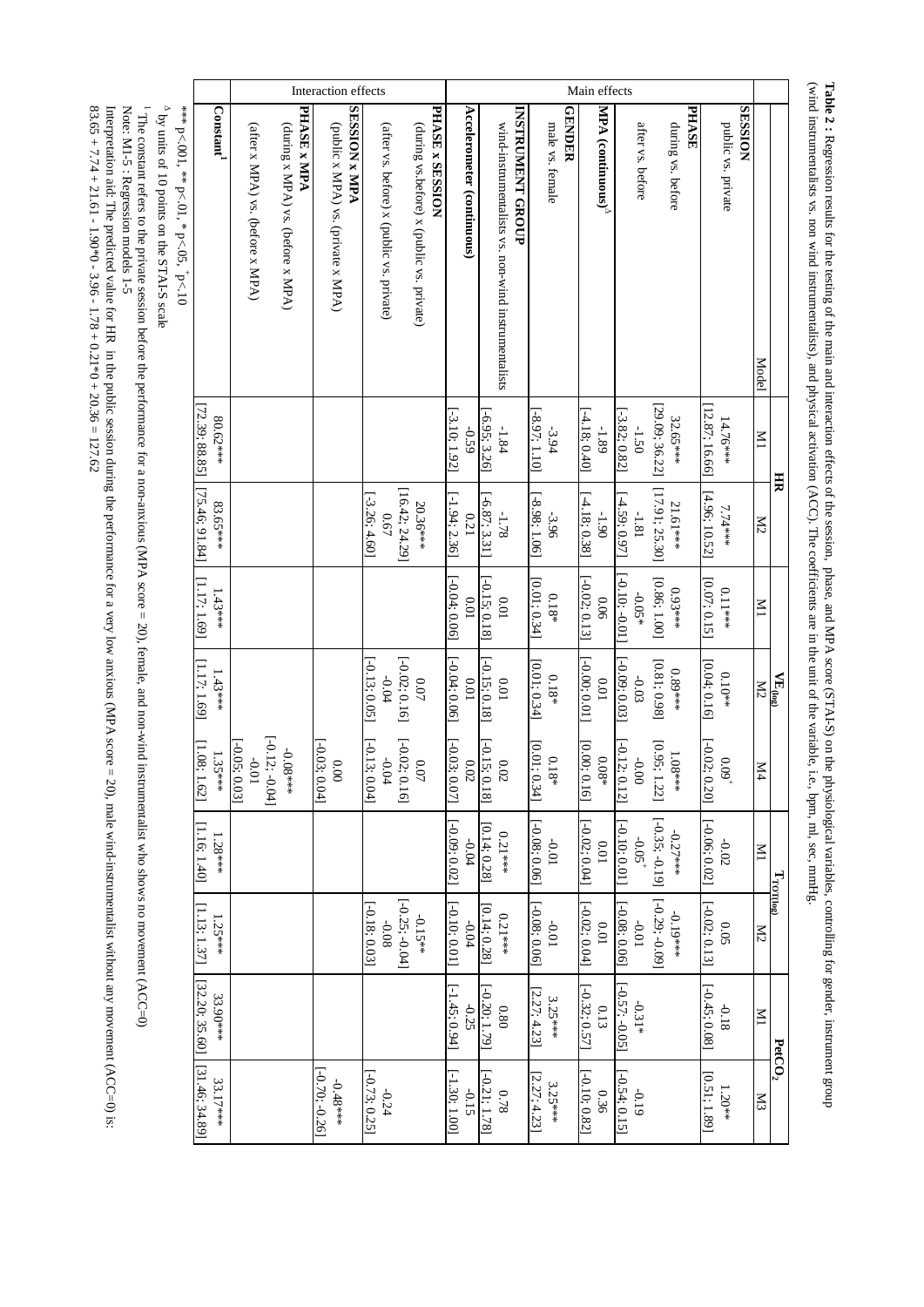**Table 2 :** Regression results for the testing of the main and interaction effects of the session, phase, and MPA score (STAI-S) on the physiological variables, controlling for gender, instrument group (wind instrumentalists vs. non wind instrumentalists), and physical activation (ACC). The coefficients are in the unit of the variable, i.e., bpm, ml, sec, mmHg.

| | | HR | | $VE_{(log)}$ | | | $T_{TOT(log)}$ | | $PetCO_2$ | |
|---|---|---|---|---|---|---|---|---|---|---|
| | Model | M1 | M2 | M1 | M2 | M4 | M1 | M2 | M1 | M3 |
| Main effects | **SESSION** | | | | | | | | | |
| | public vs. private | 14.76*** [12.87; 16.66] | 7.74*** [4.96; 10.52] | 0.11*** [0.07; 0.15] | 0.10** [0.04; 0.16] | $0.09^{+}$ [-0.02; 0.20] | -0.02 [-0.06; 0.02] | 0.05 [-0.02; 0.13] | -0.18 [-0.45; 0.08] | 1.20** [0.51; 1.89] |
| | **PHASE** | | | | | | | | | |
| | during vs. before | 32.65*** [29.09; 36.22] | 21.61*** [17.91; 25.30] | 0.93*** [0.86; 1.00] | 0.89*** [0.81; 0.98] | 1.08*** [0.95; 1.22] | -0.27*** [-0.35; -0.19] | -0.19*** [-0.29; -0.09] | | |
| | after vs. before | -1.50 [-3.82; 0.82] | -1.81 [-4.59; 0.97] | -0.05* [-0.10; -0.01] | -0.03 [-0.09; 0.03] | -0.00 [-0.12; 0.12] | $-0.05^{+}$ [-0.10; 0.01] | -0.01 [-0.08; 0.06] | -0.31* [-0.57; -0.05] | -0.19 [-0.54; 0.15] |
| | **MPA (continuous)**$^{\Delta}$ | -1.89 [-4.18; 0.40] | -1.90 [-4.18; 0.38] | 0.06 [-0.02; 0.13] | 0.01 [-0.00; 0.01] | 0.08* [0.00; 0.16] | 0.01 [-0.02; 0.04] | 0.01 [-0.02; 0.04] | 0.13 [-0.32; 0.57] | 0.36 [-0.10; 0.82] |
| | **GENDER** | | | | | | | | | |
| | male vs. female | -3.94 [-8.97; 1.10] | -3.96 [-8.98; 1.06] | 0.18* [0.01; 0.34] | 0.18* [0.01; 0.34] | 0.18* [0.01; 0.34] | -0.01 [-0.08; 0.06] | -0.01 [-0.08; 0.06] | 3.25*** [2.27; 4.23] | 3.25*** [2.27; 4.23] |
| | **INSTRUMENT GROUP** | | | | | | | | | |
| | wind-instrumentalists vs. non-wind instrumentalists | -1.84 [-6.95; 3.26] | -1.78 [-6.87; 3.31] | 0.01 [-0.15; 0.18] | 0.01 [-0.15; 0.18] | 0.02 [-0.15; 0.18] | 0.21*** [0.14; 0.28] | 0.21*** [0.14; 0.28] | 0.80 [-0.20; 1.79] | 0.78 [-0.21; 1.78] |
| | **Accelerometer (continuous)** | -0.59 [-3.10; 1.92] | 0.21 [-1.94; 2.36] | 0.01 [-0.04; 0.06] | 0.01 [-0.04; 0.06] | 0.02 [-0.03; 0.07] | -0.04 [-0.09; 0.02] | -0.04 [-0.10; 0.01] | -0.25 [-1.45; 0.94] | -0.15 [-1.30; 1.00] |
| Interaction effects | **PHASE x SESSION** | | | | | | | | | |
| | (during vs.before) x (public vs. private) | | 20.36*** [16.42; 24.29] | | 0.07 [-0.02; 0.16] | 0.07 [-0.02; 0.16] | | -0.15** [-0.25; -0.04] | | |
| | (after vs. before) x (public vs. private) | | 0.67 [-3.26; 4.60] | | -0.04 [-0.13; 0.05] | -0.04 [-0.13; 0.04] | | -0.08 [-0.18; 0.03] | | -0.24 [-0.73; 0.25] |
| | **SESSION x MPA** | | | | | | | | | |
| | (public x MPA) vs. (private x MPA) | | | | | 0.00 [-0.03; 0.04] | | | | -0.48*** [-0.70; -0.26] |
| | **PHASE x MPA** | | | | | | | | | |
| | (during x MPA) vs. (before x MPA) | | | | | -0.08*** [-0.12; -0.04] | | | | |
| | (after x MPA) vs. (before x MPA) | | | | | -0.01 [-0.05; 0.03] | | | | |
| | **Constant**[1] | 80.62*** [72.39; 88.85] | 83.65*** [75.46; 91.84] | 1.43*** [1.17; 1.69] | 1.43*** [1.17; 1.69] | 1.35*** [1.08; 1.62] | 1.28*** [1.16; 1.40] | 1.25*** [1.13; 1.37] | 33.90*** [32.20; 35.60] | 33.17*** [31.46; 34.89] |

*** p<.001, ** p<.01, * p<.05, $^{+}$p<.10

$^{\Delta}$ by units of 10 points on the STAI-S scale

[1] The constant refers to the private session before the performance for a non-anxious (MPA score = 20), female, and non-wind instrumentalist who shows no movement (ACC=0)

Note: M1-5 : Regression models 1-5

Interpretation aid: The predicted value for HR in the public session during the performance for a very low anxious (MPA score = 20), male wind-instrumentalist without any movement (ACC=0) is: 83.65 + 7.74 + 21.61 - 1.90*0 - 3.96 - 1.78 + 0.21*0 + 20.36 = 127.62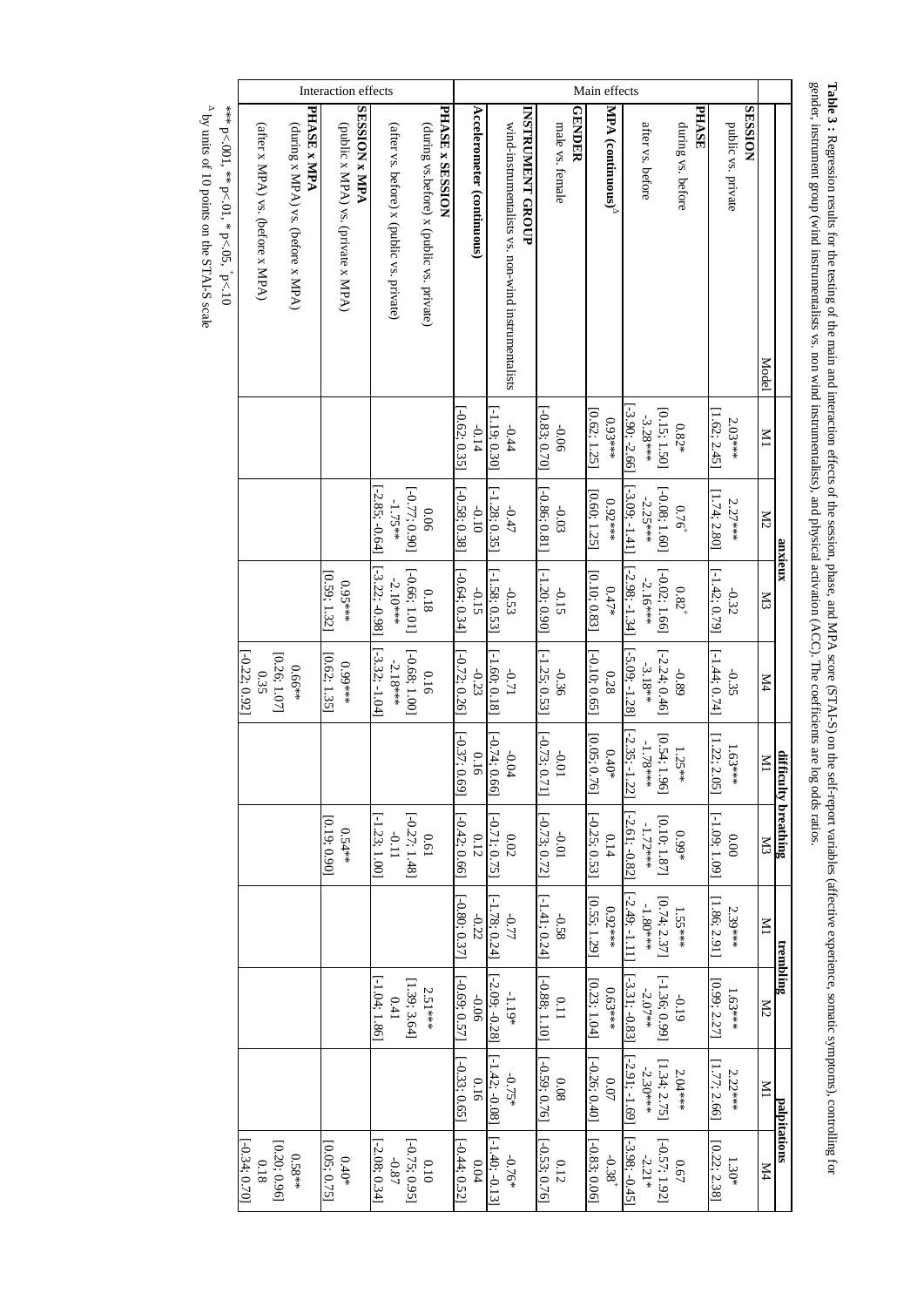**Table 3 :** Regression results for the testing of the main and interaction effects of the session, phase, and MPA score (STAI-S) on the self-report variables (affective experience, somatic symptoms), controlling for gender, instrument group (wind instrumentalists vs. non wind instrumentalists), and physical activation (ACC). The coefficients are log odds ratios.

| | | anxious | | | | difficulty breathing | | trembling | | palpitations | |
|---|---|---|---|---|---|---|---|---|---|---|---|
| | Model | M1 | M2 | M3 | M4 | M1 | M3 | M1 | M2 | M1 | M4 |
| Main effects | **SESSION** | | | | | | | | | | |
| | public vs. private | 2.03*** [1.62; 2.45] | 2.27*** [1.74; 2.80] | -0.32 [-1.42; 0.79] | -0.35 [-1.44; 0.74] | 1.63*** [1.22; 2.05] | 0.00 [-1.09; 1.09] | 2.39*** [1.86; 2.91] | 1.63*** [0.99; 2.27] | 2.22*** [1.77; 2.66] | 1.30* [0.22; 2.38] |
| | **PHASE** | | | | | | | | | | |
| | during vs. before | 0.82* [0.15; 1.50] | 0.76$^{+}$ [-0.08; 1.60] | 0.82$^{+}$ [-0.02; 1.66] | -0.89 [-2.24; 0.46] | 1.25** [0.54; 1.96] | 0.99* [0.10; 1.87] | 1.55*** [0.74; 2.37] | -0.19 [-1.36; 0.99] | 2.04*** [1.34; 2.75] | 0.67 [-0.57; 1.92] |
| | after vs. before | -3.28*** [-3.90; -2.66] | -2.25*** [-3.09; -1.41] | -2.16*** [-2.98; -1.34] | -3.18** [-5.09; -1.28] | -1.78*** [-2.35; -1.22] | -1.72*** [-2.61; -0.82] | -1.80*** [-2.49; -1.11] | -2.07** [-3.31; -0.83] | -2.30*** [-2.91; -1.69] | -2.21* [-3.98; -0.45] |
| | **MPA (continuous)**$^{\Delta}$ | 0.93*** [0.62; 1.25] | 0.92*** [0.60; 1.25] | 0.47* [0.10; 0.83] | 0.28 [-0.10; 0.65] | 0.40* [0.05; 0.76] | 0.14 [-0.25; 0.53] | 0.92*** [0.55; 1.29] | 0.63*** [0.23; 1.04] | 0.07 [-0.26; 0.40] | -0.38$^{+}$ [-0.83; 0.06] |
| | **GENDER** | | | | | | | | | | |
| | male vs. female | -0.06 [-0.83; 0.70] | -0.03 [-0.86; 0.81] | -0.15 [-1.20; 0.90] | -0.36 [-1.25; 0.53] | -0.01 [-0.73; 0.71] | -0.01 [-0.73; 0.72] | -0.58 [-1.41; 0.24] | 0.11 [-0.88; 1.10] | 0.08 [-0.59; 0.76] | 0.12 [-0.53; 0.76] |
| | **INSTRUMENT GROUP** | | | | | | | | | | |
| | wind-instrumentalists vs. non-wind instrumentalists | -0.44 [-1.19; 0.30] | -0.47 [-1.28; 0.35] | -0.53 [-1.58; 0.53] | -0.71 [-1.60; 0.18] | -0.04 [-0.74; 0.66] | 0.02 [-0.71; 0.75] | -0.77 [-1.78; 0.24] | -1.19* [-2.09; -0.28] | -0.75* [-1.42; -0.08] | -0.76* [-1.40; -0.13] |
| | **Accelerometer (continuous)** | -0.14 [-0.62; 0.35] | -0.10 [-0.58; 0.38] | -0.15 [-0.64; 0.34] | -0.23 [-0.72; 0.26] | 0.16 [-0.37; 0.69] | 0.12 [-0.42; 0.66] | -0.22 [-0.80; 0.37] | -0.06 [-0.69; 0.57] | 0.16 [-0.33; 0.65] | 0.04 [-0.44; 0.52] |
| Interaction effects | **PHASE x SESSION** | | | | | | | | | | |
| | (during vs.before) x (public vs. private) | | 0.06 [-0.77; 0.90] | 0.18 [-0.66; 1.01] | 0.16 [-0.68; 1.00] | | 0.61 [-0.27; 1.48] | | 2.51*** [1.39; 3.64] | | 0.10 [-0.75; 0.95] |
| | (after vs. before) x (public vs. private) | | -1.75** [-2.85; -0.64] | -2.10*** [-3.22; -0.98] | -2.18*** [-3.32; -1.04] | | -0.11 [-1.23; 1.00] | | 0.41 [-1.04; 1.86] | | -0.87 [-2.08; 0.34] |
| | **SESSION x MPA** | | | | | | | | | | |
| | (public x MPA) vs. (private x MPA) | | | 0.95*** [0.59; 1.32] | 0.99*** [0.62; 1.35] | | 0.54** [0.19; 0.90] | | | | 0.40* [0.05; 0.75] |
| | **PHASE x MPA** | | | | | | | | | | |
| | (during x MPA) vs. (before x MPA) | | | | 0.66** [0.26; 1.07] | | | | | | 0.58** [0.20; 0.96] |
| | (after x MPA) vs. (before x MPA) | | | | 0.35 [-0.22; 0.92] | | | | | | 0.18 [-0.34; 0.70] |

*** p<.001, ** p<.01, * p<.05, $^{+}$p<.10

$^{\Delta}$ by units of 10 points on the STAI-S scale